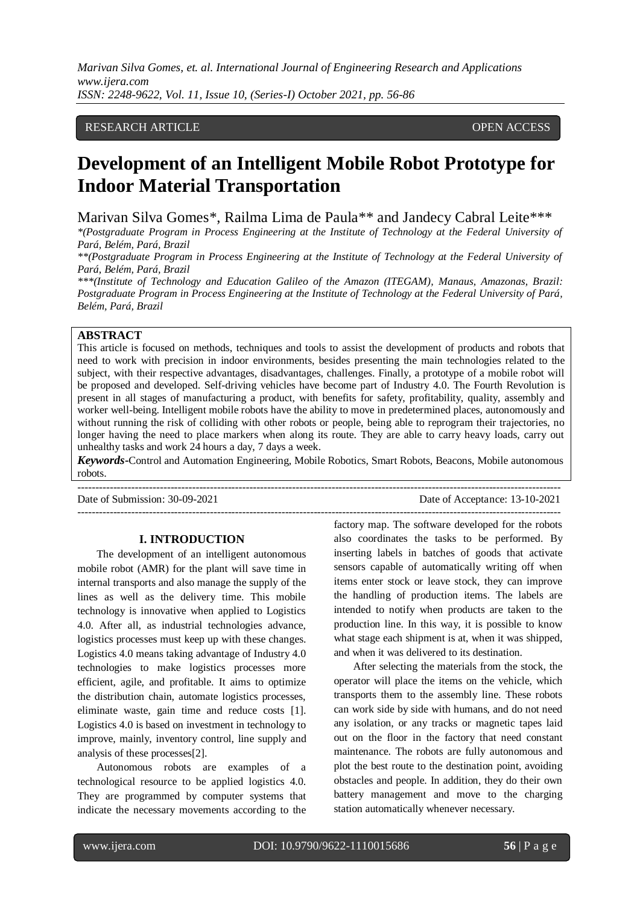RESEARCH ARTICLE OPEN ACCESS

# Development of an Intelligent Mobile Robot Prototype for Indoor Material Transportation

Marivan Silva Gomes*, Railma Lima de Paula** and Jandecy Cabral Leite***

*(Postgraduate Program in Process Engineering at the Institute of Technology at the Federal University of Pará, Belém, Pará, Brazil

**(Postgraduate Program in Process Engineering at the Institute of Technology at the Federal University of Pará, Belém, Pará, Brazil

***(Institute of Technology and Education Galileo of the Amazon (ITEGAM), Manaus, Amazonas, Brazil: Postgraduate Program in Process Engineering at the Institute of Technology at the Federal University of Pará, Belém, Pará, Brazil

**ABSTRACT**

This article is focused on methods, techniques and tools to assist the development of products and robots that need to work with precision in indoor environments, besides presenting the main technologies related to the subject, with their respective advantages, disadvantages, challenges. Finally, a prototype of a mobile robot will be proposed and developed. Self-driving vehicles have become part of Industry 4.0. The Fourth Revolution is present in all stages of manufacturing a product, with benefits for safety, profitability, quality, assembly and worker well-being. Intelligent mobile robots have the ability to move in predetermined places, autonomously and without running the risk of colliding with other robots or people, being able to reprogram their trajectories, no longer having the need to place markers when along its route. They are able to carry heavy loads, carry out unhealthy tasks and work 24 hours a day, 7 days a week.

***Keywords*-**Control and Automation Engineering, Mobile Robotics, Smart Robots, Beacons, Mobile autonomous robots.

---

Date of Submission: 30-09-2021 Date of Acceptance: 13-10-2021

---

## I. INTRODUCTION

The development of an intelligent autonomous mobile robot (AMR) for the plant will save time in internal transports and also manage the supply of the lines as well as the delivery time. This mobile technology is innovative when applied to Logistics 4.0. After all, as industrial technologies advance, logistics processes must keep up with these changes. Logistics 4.0 means taking advantage of Industry 4.0 technologies to make logistics processes more efficient, agile, and profitable. It aims to optimize the distribution chain, automate logistics processes, eliminate waste, gain time and reduce costs [1]. Logistics 4.0 is based on investment in technology to improve, mainly, inventory control, line supply and analysis of these processes[2].

Autonomous robots are examples of a technological resource to be applied logistics 4.0. They are programmed by computer systems that indicate the necessary movements according to the factory map. The software developed for the robots also coordinates the tasks to be performed. By inserting labels in batches of goods that activate sensors capable of automatically writing off when items enter stock or leave stock, they can improve the handling of production items. The labels are intended to notify when products are taken to the production line. In this way, it is possible to know what stage each shipment is at, when it was shipped, and when it was delivered to its destination.

After selecting the materials from the stock, the operator will place the items on the vehicle, which transports them to the assembly line. These robots can work side by side with humans, and do not need any isolation, or any tracks or magnetic tapes laid out on the floor in the factory that need constant maintenance. The robots are fully autonomous and plot the best route to the destination point, avoiding obstacles and people. In addition, they do their own battery management and move to the charging station automatically whenever necessary.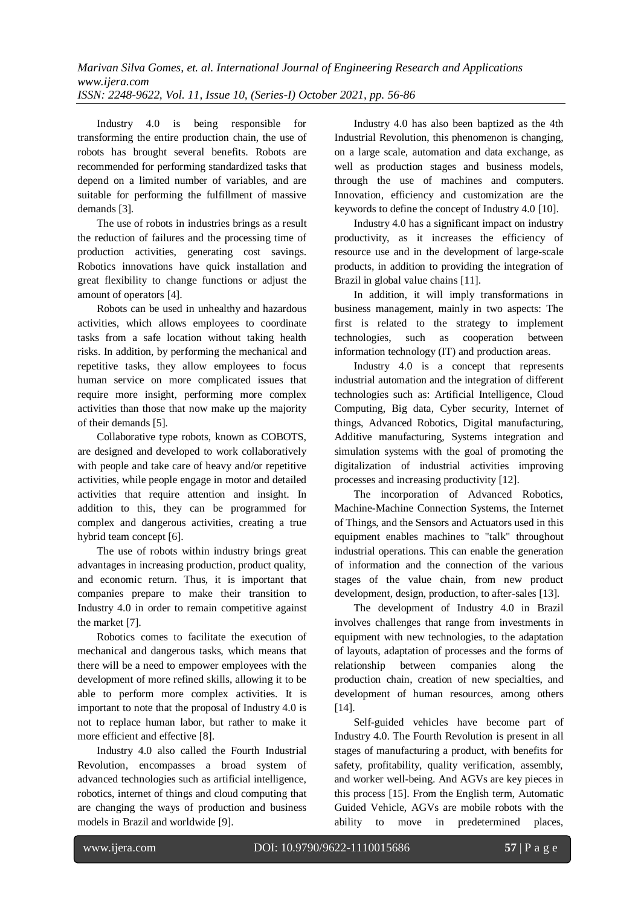Industry 4.0 is being responsible for transforming the entire production chain, the use of robots has brought several benefits. Robots are recommended for performing standardized tasks that depend on a limited number of variables, and are suitable for performing the fulfillment of massive demands [3].

The use of robots in industries brings as a result the reduction of failures and the processing time of production activities, generating cost savings. Robotics innovations have quick installation and great flexibility to change functions or adjust the amount of operators [4].

Robots can be used in unhealthy and hazardous activities, which allows employees to coordinate tasks from a safe location without taking health risks. In addition, by performing the mechanical and repetitive tasks, they allow employees to focus human service on more complicated issues that require more insight, performing more complex activities than those that now make up the majority of their demands [5].

Collaborative type robots, known as COBOTS, are designed and developed to work collaboratively with people and take care of heavy and/or repetitive activities, while people engage in motor and detailed activities that require attention and insight. In addition to this, they can be programmed for complex and dangerous activities, creating a true hybrid team concept [6].

The use of robots within industry brings great advantages in increasing production, product quality, and economic return. Thus, it is important that companies prepare to make their transition to Industry 4.0 in order to remain competitive against the market [7].

Robotics comes to facilitate the execution of mechanical and dangerous tasks, which means that there will be a need to empower employees with the development of more refined skills, allowing it to be able to perform more complex activities. It is important to note that the proposal of Industry 4.0 is not to replace human labor, but rather to make it more efficient and effective [8].

Industry 4.0 also called the Fourth Industrial Revolution, encompasses a broad system of advanced technologies such as artificial intelligence, robotics, internet of things and cloud computing that are changing the ways of production and business models in Brazil and worldwide [9].

Industry 4.0 has also been baptized as the 4th Industrial Revolution, this phenomenon is changing, on a large scale, automation and data exchange, as well as production stages and business models, through the use of machines and computers. Innovation, efficiency and customization are the keywords to define the concept of Industry 4.0 [10].

Industry 4.0 has a significant impact on industry productivity, as it increases the efficiency of resource use and in the development of large-scale products, in addition to providing the integration of Brazil in global value chains [11].

In addition, it will imply transformations in business management, mainly in two aspects: The first is related to the strategy to implement technologies, such as cooperation between information technology (IT) and production areas.

Industry 4.0 is a concept that represents industrial automation and the integration of different technologies such as: Artificial Intelligence, Cloud Computing, Big data, Cyber security, Internet of things, Advanced Robotics, Digital manufacturing, Additive manufacturing, Systems integration and simulation systems with the goal of promoting the digitalization of industrial activities improving processes and increasing productivity [12].

The incorporation of Advanced Robotics, Machine-Machine Connection Systems, the Internet of Things, and the Sensors and Actuators used in this equipment enables machines to "talk" throughout industrial operations. This can enable the generation of information and the connection of the various stages of the value chain, from new product development, design, production, to after-sales [13].

The development of Industry 4.0 in Brazil involves challenges that range from investments in equipment with new technologies, to the adaptation of layouts, adaptation of processes and the forms of relationship between companies along the production chain, creation of new specialties, and development of human resources, among others [14].

Self-guided vehicles have become part of Industry 4.0. The Fourth Revolution is present in all stages of manufacturing a product, with benefits for safety, profitability, quality verification, assembly, and worker well-being. And AGVs are key pieces in this process [15]. From the English term, Automatic Guided Vehicle, AGVs are mobile robots with the ability to move in predetermined places,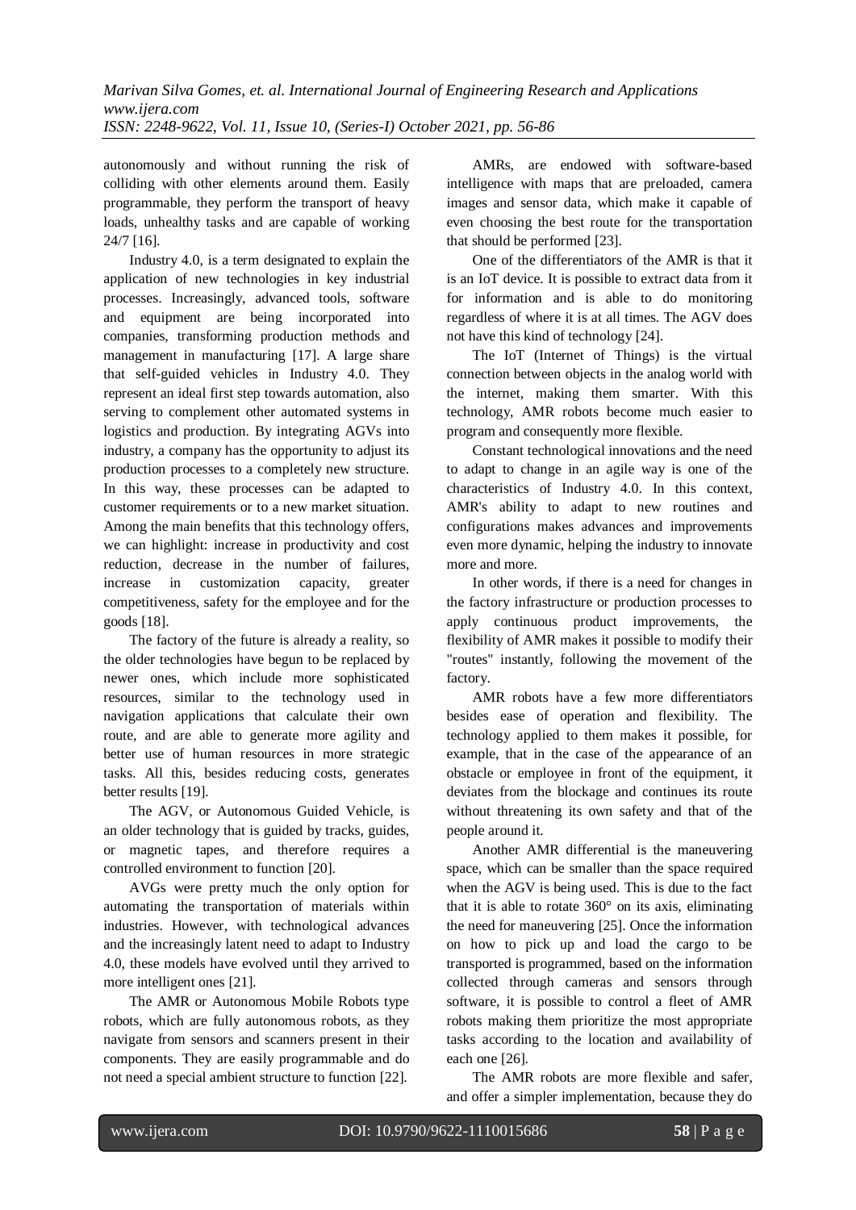autonomously and without running the risk of colliding with other elements around them. Easily programmable, they perform the transport of heavy loads, unhealthy tasks and are capable of working 24/7 [16].

Industry 4.0, is a term designated to explain the application of new technologies in key industrial processes. Increasingly, advanced tools, software and equipment are being incorporated into companies, transforming production methods and management in manufacturing [17]. A large share that self-guided vehicles in Industry 4.0. They represent an ideal first step towards automation, also serving to complement other automated systems in logistics and production. By integrating AGVs into industry, a company has the opportunity to adjust its production processes to a completely new structure. In this way, these processes can be adapted to customer requirements or to a new market situation. Among the main benefits that this technology offers, we can highlight: increase in productivity and cost reduction, decrease in the number of failures, increase in customization capacity, greater competitiveness, safety for the employee and for the goods [18].

The factory of the future is already a reality, so the older technologies have begun to be replaced by newer ones, which include more sophisticated resources, similar to the technology used in navigation applications that calculate their own route, and are able to generate more agility and better use of human resources in more strategic tasks. All this, besides reducing costs, generates better results [19].

The AGV, or Autonomous Guided Vehicle, is an older technology that is guided by tracks, guides, or magnetic tapes, and therefore requires a controlled environment to function [20].

AVGs were pretty much the only option for automating the transportation of materials within industries. However, with technological advances and the increasingly latent need to adapt to Industry 4.0, these models have evolved until they arrived to more intelligent ones [21].

The AMR or Autonomous Mobile Robots type robots, which are fully autonomous robots, as they navigate from sensors and scanners present in their components. They are easily programmable and do not need a special ambient structure to function [22].

AMRs, are endowed with software-based intelligence with maps that are preloaded, camera images and sensor data, which make it capable of even choosing the best route for the transportation that should be performed [23].

One of the differentiators of the AMR is that it is an IoT device. It is possible to extract data from it for information and is able to do monitoring regardless of where it is at all times. The AGV does not have this kind of technology [24].

The IoT (Internet of Things) is the virtual connection between objects in the analog world with the internet, making them smarter. With this technology, AMR robots become much easier to program and consequently more flexible.

Constant technological innovations and the need to adapt to change in an agile way is one of the characteristics of Industry 4.0. In this context, AMR's ability to adapt to new routines and configurations makes advances and improvements even more dynamic, helping the industry to innovate more and more.

In other words, if there is a need for changes in the factory infrastructure or production processes to apply continuous product improvements, the flexibility of AMR makes it possible to modify their "routes" instantly, following the movement of the factory.

AMR robots have a few more differentiators besides ease of operation and flexibility. The technology applied to them makes it possible, for example, that in the case of the appearance of an obstacle or employee in front of the equipment, it deviates from the blockage and continues its route without threatening its own safety and that of the people around it.

Another AMR differential is the maneuvering space, which can be smaller than the space required when the AGV is being used. This is due to the fact that it is able to rotate 360° on its axis, eliminating the need for maneuvering [25]. Once the information on how to pick up and load the cargo to be transported is programmed, based on the information collected through cameras and sensors through software, it is possible to control a fleet of AMR robots making them prioritize the most appropriate tasks according to the location and availability of each one [26].

The AMR robots are more flexible and safer, and offer a simpler implementation, because they do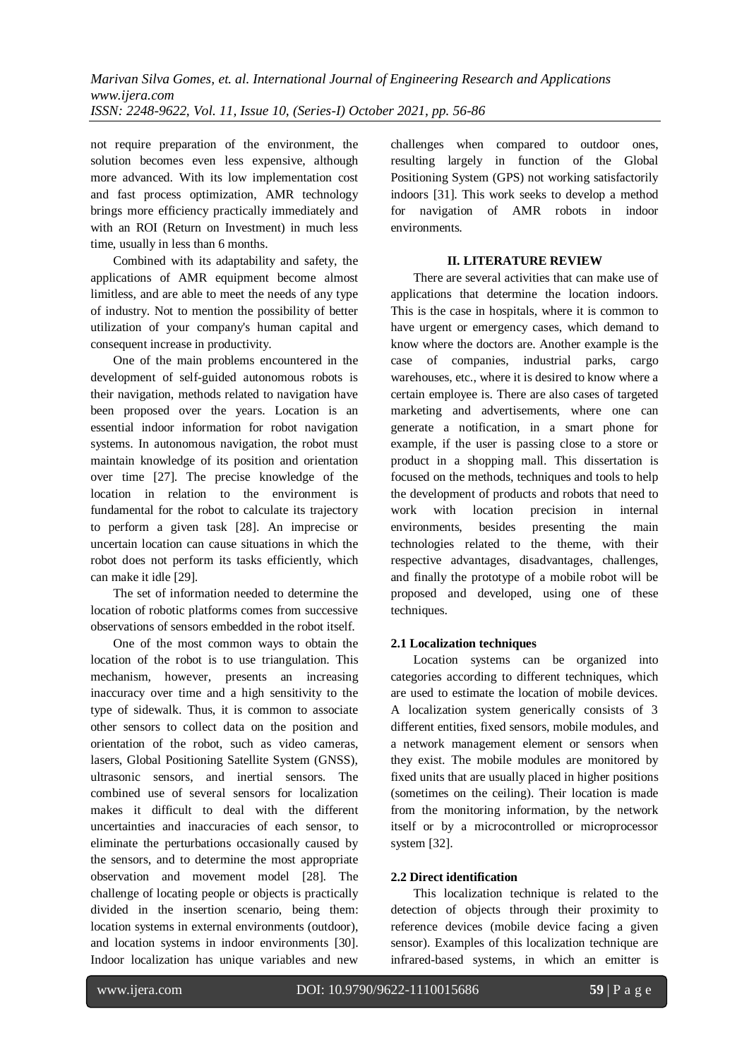not require preparation of the environment, the solution becomes even less expensive, although more advanced. With its low implementation cost and fast process optimization, AMR technology brings more efficiency practically immediately and with an ROI (Return on Investment) in much less time, usually in less than 6 months.

Combined with its adaptability and safety, the applications of AMR equipment become almost limitless, and are able to meet the needs of any type of industry. Not to mention the possibility of better utilization of your company's human capital and consequent increase in productivity.

One of the main problems encountered in the development of self-guided autonomous robots is their navigation, methods related to navigation have been proposed over the years. Location is an essential indoor information for robot navigation systems. In autonomous navigation, the robot must maintain knowledge of its position and orientation over time [27]. The precise knowledge of the location in relation to the environment is fundamental for the robot to calculate its trajectory to perform a given task [28]. An imprecise or uncertain location can cause situations in which the robot does not perform its tasks efficiently, which can make it idle [29].

The set of information needed to determine the location of robotic platforms comes from successive observations of sensors embedded in the robot itself.

One of the most common ways to obtain the location of the robot is to use triangulation. This mechanism, however, presents an increasing inaccuracy over time and a high sensitivity to the type of sidewalk. Thus, it is common to associate other sensors to collect data on the position and orientation of the robot, such as video cameras, lasers, Global Positioning Satellite System (GNSS), ultrasonic sensors, and inertial sensors. The combined use of several sensors for localization makes it difficult to deal with the different uncertainties and inaccuracies of each sensor, to eliminate the perturbations occasionally caused by the sensors, and to determine the most appropriate observation and movement model [28]. The challenge of locating people or objects is practically divided in the insertion scenario, being them: location systems in external environments (outdoor), and location systems in indoor environments [30]. Indoor localization has unique variables and new challenges when compared to outdoor ones, resulting largely in function of the Global Positioning System (GPS) not working satisfactorily indoors [31]. This work seeks to develop a method for navigation of AMR robots in indoor environments.

## II. LITERATURE REVIEW

There are several activities that can make use of applications that determine the location indoors. This is the case in hospitals, where it is common to have urgent or emergency cases, which demand to know where the doctors are. Another example is the case of companies, industrial parks, cargo warehouses, etc., where it is desired to know where a certain employee is. There are also cases of targeted marketing and advertisements, where one can generate a notification, in a smart phone for example, if the user is passing close to a store or product in a shopping mall. This dissertation is focused on the methods, techniques and tools to help the development of products and robots that need to work with location precision in internal environments, besides presenting the main technologies related to the theme, with their respective advantages, disadvantages, challenges, and finally the prototype of a mobile robot will be proposed and developed, using one of these techniques.

### 2.1 Localization techniques

Location systems can be organized into categories according to different techniques, which are used to estimate the location of mobile devices. A localization system generically consists of 3 different entities, fixed sensors, mobile modules, and a network management element or sensors when they exist. The mobile modules are monitored by fixed units that are usually placed in higher positions (sometimes on the ceiling). Their location is made from the monitoring information, by the network itself or by a microcontrolled or microprocessor system [32].

### 2.2 Direct identification

This localization technique is related to the detection of objects through their proximity to reference devices (mobile device facing a given sensor). Examples of this localization technique are infrared-based systems, in which an emitter is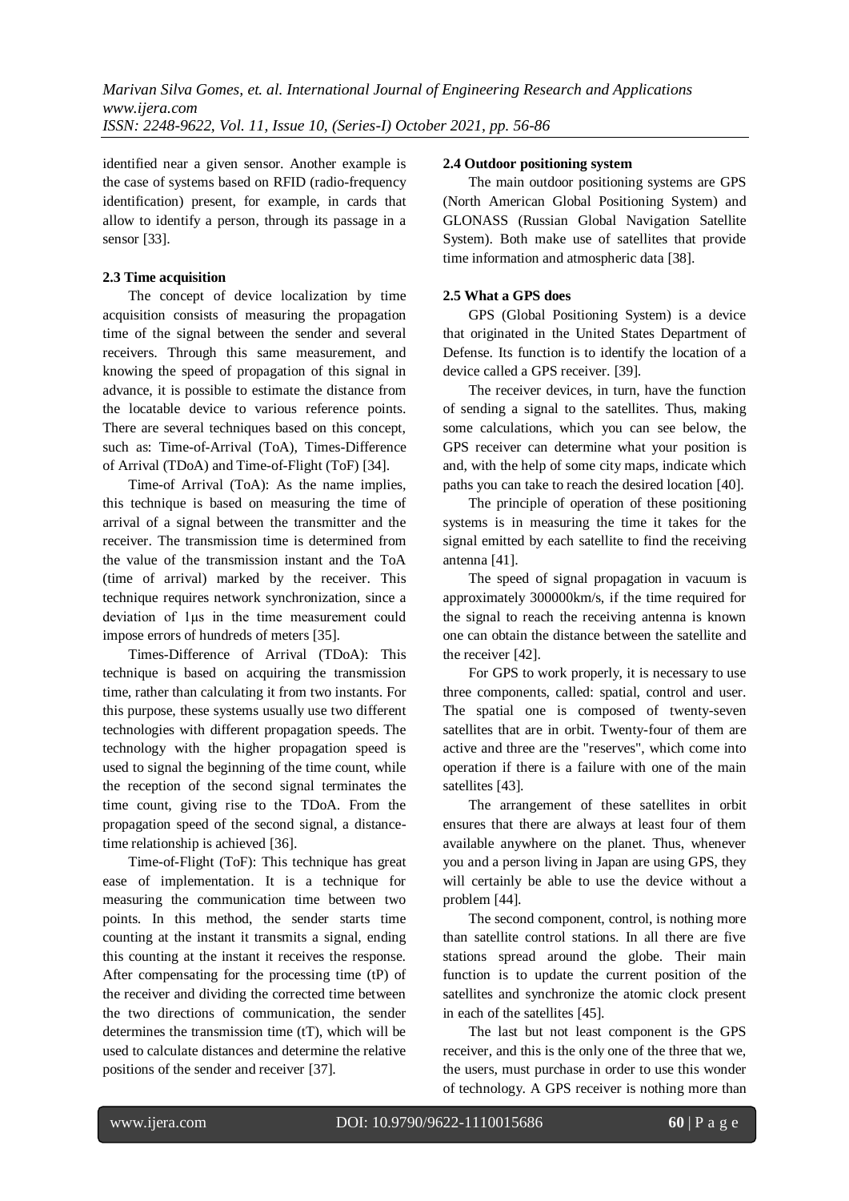identified near a given sensor. Another example is the case of systems based on RFID (radio-frequency identification) present, for example, in cards that allow to identify a person, through its passage in a sensor [33].

### 2.3 Time acquisition

The concept of device localization by time acquisition consists of measuring the propagation time of the signal between the sender and several receivers. Through this same measurement, and knowing the speed of propagation of this signal in advance, it is possible to estimate the distance from the locatable device to various reference points. There are several techniques based on this concept, such as: Time-of-Arrival (ToA), Times-Difference of Arrival (TDoA) and Time-of-Flight (ToF) [34].

Time-of Arrival (ToA): As the name implies, this technique is based on measuring the time of arrival of a signal between the transmitter and the receiver. The transmission time is determined from the value of the transmission instant and the ToA (time of arrival) marked by the receiver. This technique requires network synchronization, since a deviation of 1μs in the time measurement could impose errors of hundreds of meters [35].

Times-Difference of Arrival (TDoA): This technique is based on acquiring the transmission time, rather than calculating it from two instants. For this purpose, these systems usually use two different technologies with different propagation speeds. The technology with the higher propagation speed is used to signal the beginning of the time count, while the reception of the second signal terminates the time count, giving rise to the TDoA. From the propagation speed of the second signal, a distance-time relationship is achieved [36].

Time-of-Flight (ToF): This technique has great ease of implementation. It is a technique for measuring the communication time between two points. In this method, the sender starts time counting at the instant it transmits a signal, ending this counting at the instant it receives the response. After compensating for the processing time (tP) of the receiver and dividing the corrected time between the two directions of communication, the sender determines the transmission time (tT), which will be used to calculate distances and determine the relative positions of the sender and receiver [37].

### 2.4 Outdoor positioning system

The main outdoor positioning systems are GPS (North American Global Positioning System) and GLONASS (Russian Global Navigation Satellite System). Both make use of satellites that provide time information and atmospheric data [38].

### 2.5 What a GPS does

GPS (Global Positioning System) is a device that originated in the United States Department of Defense. Its function is to identify the location of a device called a GPS receiver. [39].

The receiver devices, in turn, have the function of sending a signal to the satellites. Thus, making some calculations, which you can see below, the GPS receiver can determine what your position is and, with the help of some city maps, indicate which paths you can take to reach the desired location [40].

The principle of operation of these positioning systems is in measuring the time it takes for the signal emitted by each satellite to find the receiving antenna [41].

The speed of signal propagation in vacuum is approximately 300000km/s, if the time required for the signal to reach the receiving antenna is known one can obtain the distance between the satellite and the receiver [42].

For GPS to work properly, it is necessary to use three components, called: spatial, control and user. The spatial one is composed of twenty-seven satellites that are in orbit. Twenty-four of them are active and three are the "reserves", which come into operation if there is a failure with one of the main satellites [43].

The arrangement of these satellites in orbit ensures that there are always at least four of them available anywhere on the planet. Thus, whenever you and a person living in Japan are using GPS, they will certainly be able to use the device without a problem [44].

The second component, control, is nothing more than satellite control stations. In all there are five stations spread around the globe. Their main function is to update the current position of the satellites and synchronize the atomic clock present in each of the satellites [45].

The last but not least component is the GPS receiver, and this is the only one of the three that we, the users, must purchase in order to use this wonder of technology. A GPS receiver is nothing more than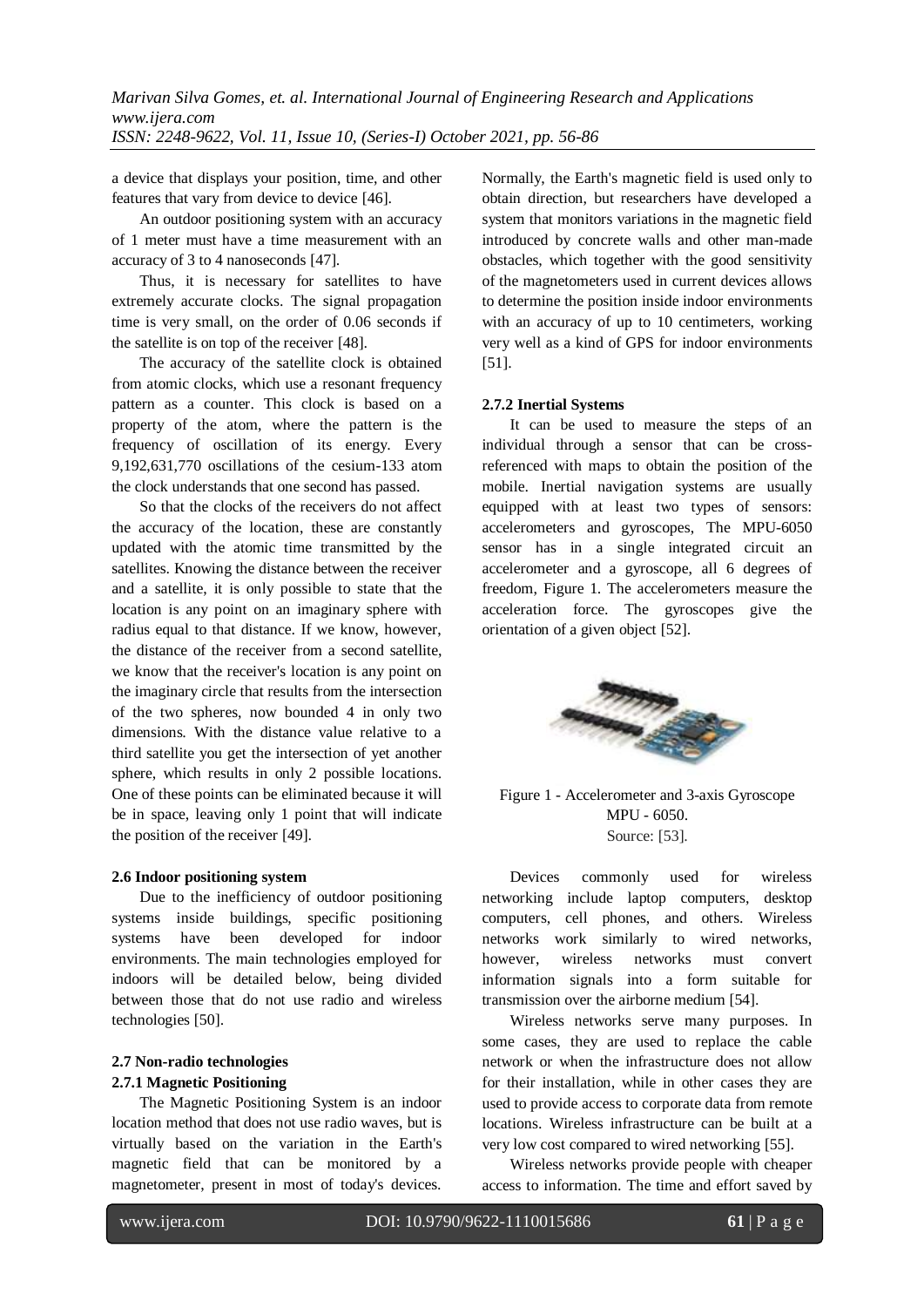a device that displays your position, time, and other features that vary from device to device [46].

An outdoor positioning system with an accuracy of 1 meter must have a time measurement with an accuracy of 3 to 4 nanoseconds [47].

Thus, it is necessary for satellites to have extremely accurate clocks. The signal propagation time is very small, on the order of 0.06 seconds if the satellite is on top of the receiver [48].

The accuracy of the satellite clock is obtained from atomic clocks, which use a resonant frequency pattern as a counter. This clock is based on a property of the atom, where the pattern is the frequency of oscillation of its energy. Every 9,192,631,770 oscillations of the cesium-133 atom the clock understands that one second has passed.

So that the clocks of the receivers do not affect the accuracy of the location, these are constantly updated with the atomic time transmitted by the satellites. Knowing the distance between the receiver and a satellite, it is only possible to state that the location is any point on an imaginary sphere with radius equal to that distance. If we know, however, the distance of the receiver from a second satellite, we know that the receiver's location is any point on the imaginary circle that results from the intersection of the two spheres, now bounded 4 in only two dimensions. With the distance value relative to a third satellite you get the intersection of yet another sphere, which results in only 2 possible locations. One of these points can be eliminated because it will be in space, leaving only 1 point that will indicate the position of the receiver [49].

### 2.6 Indoor positioning system

Due to the inefficiency of outdoor positioning systems inside buildings, specific positioning systems have been developed for indoor environments. The main technologies employed for indoors will be detailed below, being divided between those that do not use radio and wireless technologies [50].

### 2.7 Non-radio technologies

#### 2.7.1 Magnetic Positioning

The Magnetic Positioning System is an indoor location method that does not use radio waves, but is virtually based on the variation in the Earth's magnetic field that can be monitored by a magnetometer, present in most of today's devices. Normally, the Earth's magnetic field is used only to obtain direction, but researchers have developed a system that monitors variations in the magnetic field introduced by concrete walls and other man-made obstacles, which together with the good sensitivity of the magnetometers used in current devices allows to determine the position inside indoor environments with an accuracy of up to 10 centimeters, working very well as a kind of GPS for indoor environments [51].

#### 2.7.2 Inertial Systems

It can be used to measure the steps of an individual through a sensor that can be cross-referenced with maps to obtain the position of the mobile. Inertial navigation systems are usually equipped with at least two types of sensors: accelerometers and gyroscopes, The MPU-6050 sensor has in a single integrated circuit an accelerometer and a gyroscope, all 6 degrees of freedom, Figure 1. The accelerometers measure the acceleration force. The gyroscopes give the orientation of a given object [52].

Figure 1 - Accelerometer and 3-axis Gyroscope MPU - 6050.
Source: [53].

Devices commonly used for wireless networking include laptop computers, desktop computers, cell phones, and others. Wireless networks work similarly to wired networks, however, wireless networks must convert information signals into a form suitable for transmission over the airborne medium [54].

Wireless networks serve many purposes. In some cases, they are used to replace the cable network or when the infrastructure does not allow for their installation, while in other cases they are used to provide access to corporate data from remote locations. Wireless infrastructure can be built at a very low cost compared to wired networking [55].

Wireless networks provide people with cheaper access to information. The time and effort saved by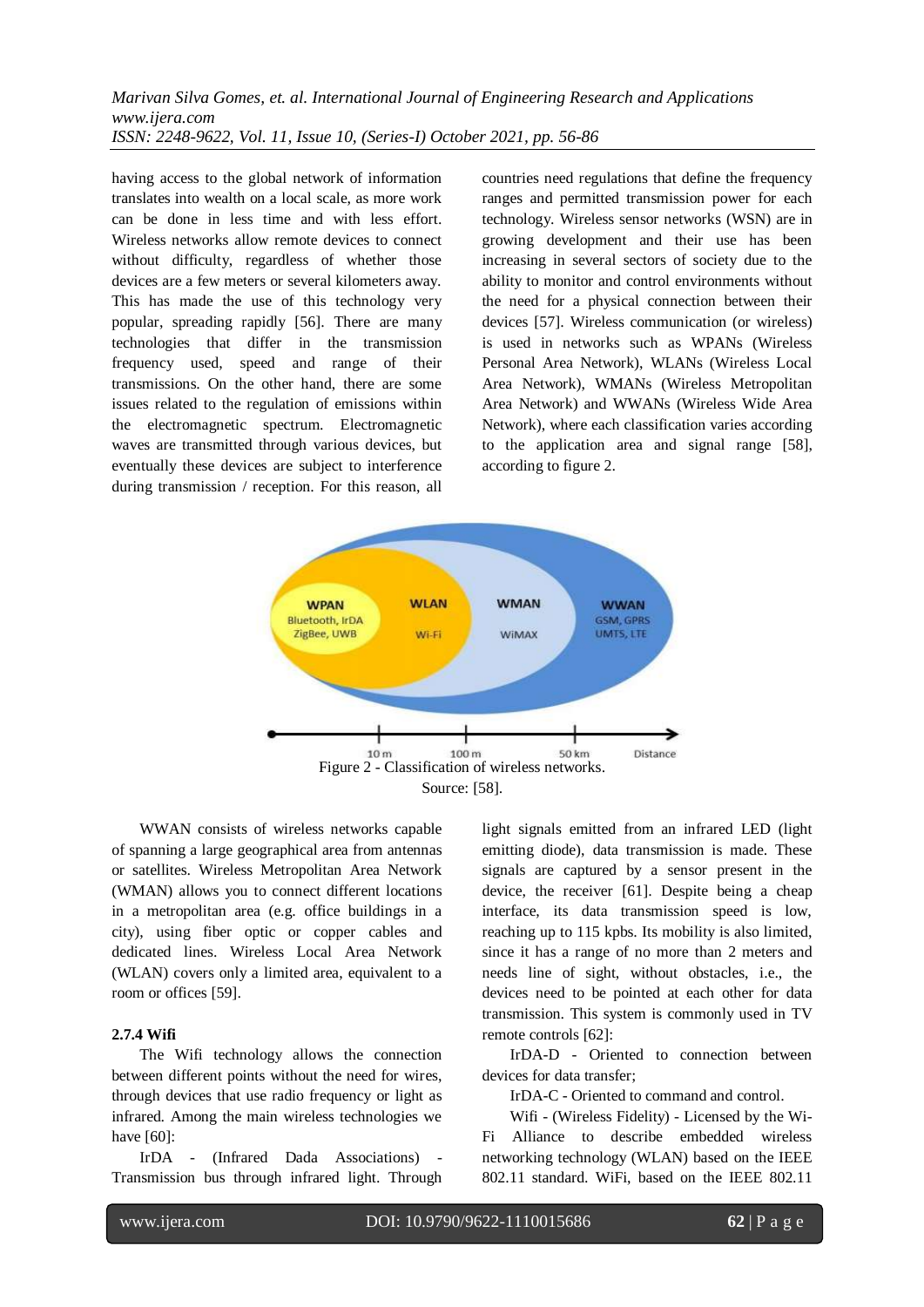having access to the global network of information translates into wealth on a local scale, as more work can be done in less time and with less effort. Wireless networks allow remote devices to connect without difficulty, regardless of whether those devices are a few meters or several kilometers away. This has made the use of this technology very popular, spreading rapidly [56]. There are many technologies that differ in the transmission frequency used, speed and range of their transmissions. On the other hand, there are some issues related to the regulation of emissions within the electromagnetic spectrum. Electromagnetic waves are transmitted through various devices, but eventually these devices are subject to interference during transmission / reception. For this reason, all countries need regulations that define the frequency ranges and permitted transmission power for each technology. Wireless sensor networks (WSN) are in growing development and their use has been increasing in several sectors of society due to the ability to monitor and control environments without the need for a physical connection between their devices [57]. Wireless communication (or wireless) is used in networks such as WPANs (Wireless Personal Area Network), WLANs (Wireless Local Area Network), WMANs (Wireless Metropolitan Area Network) and WWANs (Wireless Wide Area Network), where each classification varies according to the application area and signal range [58], according to figure 2.

WPAN Bluetooth, IrDA ZigBee, UWB | WLAN Wi-Fi | WMAN WiMAX | WWAN GSM, GPRS UMTS, LTE

10 m | 100 m | 50 km | Distance

Figure 2 - Classification of wireless networks.
Source: [58].

WWAN consists of wireless networks capable of spanning a large geographical area from antennas or satellites. Wireless Metropolitan Area Network (WMAN) allows you to connect different locations in a metropolitan area (e.g. office buildings in a city), using fiber optic or copper cables and dedicated lines. Wireless Local Area Network (WLAN) covers only a limited area, equivalent to a room or offices [59].

### 2.7.4 Wifi

The Wifi technology allows the connection between different points without the need for wires, through devices that use radio frequency or light as infrared. Among the main wireless technologies we have [60]:

IrDA - (Infrared Dada Associations) - Transmission bus through infrared light. Through light signals emitted from an infrared LED (light emitting diode), data transmission is made. These signals are captured by a sensor present in the device, the receiver [61]. Despite being a cheap interface, its data transmission speed is low, reaching up to 115 kpbs. Its mobility is also limited, since it has a range of no more than 2 meters and needs line of sight, without obstacles, i.e., the devices need to be pointed at each other for data transmission. This system is commonly used in TV remote controls [62]:

IrDA-D - Oriented to connection between devices for data transfer;

IrDA-C - Oriented to command and control.

Wifi - (Wireless Fidelity) - Licensed by the Wi-Fi Alliance to describe embedded wireless networking technology (WLAN) based on the IEEE 802.11 standard. WiFi, based on the IEEE 802.11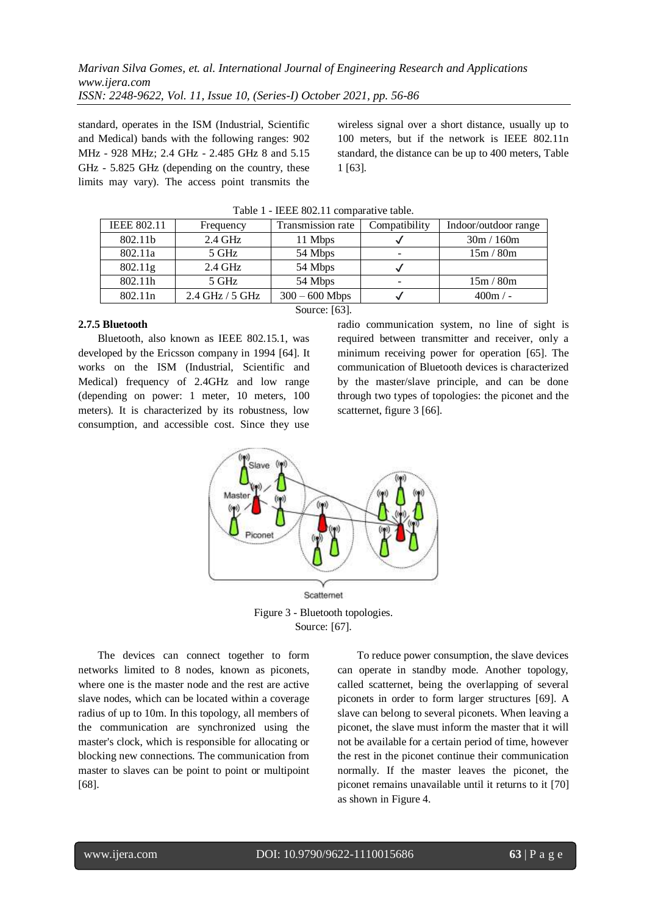standard, operates in the ISM (Industrial, Scientific and Medical) bands with the following ranges: 902 MHz - 928 MHz; 2.4 GHz - 2.485 GHz 8 and 5.15 GHz - 5.825 GHz (depending on the country, these limits may vary). The access point transmits the wireless signal over a short distance, usually up to 100 meters, but if the network is IEEE 802.11n standard, the distance can be up to 400 meters, Table 1 [63].

Table 1 - IEEE 802.11 comparative table.

| IEEE 802.11 | Frequency | Transmission rate | Compatibility | Indoor/outdoor range |
|---|---|---|---|---|
| 802.11b | 2.4 GHz | 11 Mbps | ✓ | 30m / 160m |
| 802.11a | 5 GHz | 54 Mbps | - | 15m / 80m |
| 802.11g | 2.4 GHz | 54 Mbps | ✓ | |
| 802.11h | 5 GHz | 54 Mbps | - | 15m / 80m |
| 802.11n | 2.4 GHz / 5 GHz | 300 – 600 Mbps | ✓ | 400m / - |

Source: [63].

### 2.7.5 Bluetooth

Bluetooth, also known as IEEE 802.15.1, was developed by the Ericsson company in 1994 [64]. It works on the ISM (Industrial, Scientific and Medical) frequency of 2.4GHz and low range (depending on power: 1 meter, 10 meters, 100 meters). It is characterized by its robustness, low consumption, and accessible cost. Since they use radio communication system, no line of sight is required between transmitter and receiver, only a minimum receiving power for operation [65]. The communication of Bluetooth devices is characterized by the master/slave principle, and can be done through two types of topologies: the piconet and the scatternet, figure 3 [66].

Figure 3 - Bluetooth topologies.
Source: [67].

The devices can connect together to form networks limited to 8 nodes, known as piconets, where one is the master node and the rest are active slave nodes, which can be located within a coverage radius of up to 10m. In this topology, all members of the communication are synchronized using the master's clock, which is responsible for allocating or blocking new connections. The communication from master to slaves can be point to point or multipoint [68].

To reduce power consumption, the slave devices can operate in standby mode. Another topology, called scatternet, being the overlapping of several piconets in order to form larger structures [69]. A slave can belong to several piconets. When leaving a piconet, the slave must inform the master that it will not be available for a certain period of time, however the rest in the piconet continue their communication normally. If the master leaves the piconet, the piconet remains unavailable until it returns to it [70] as shown in Figure 4.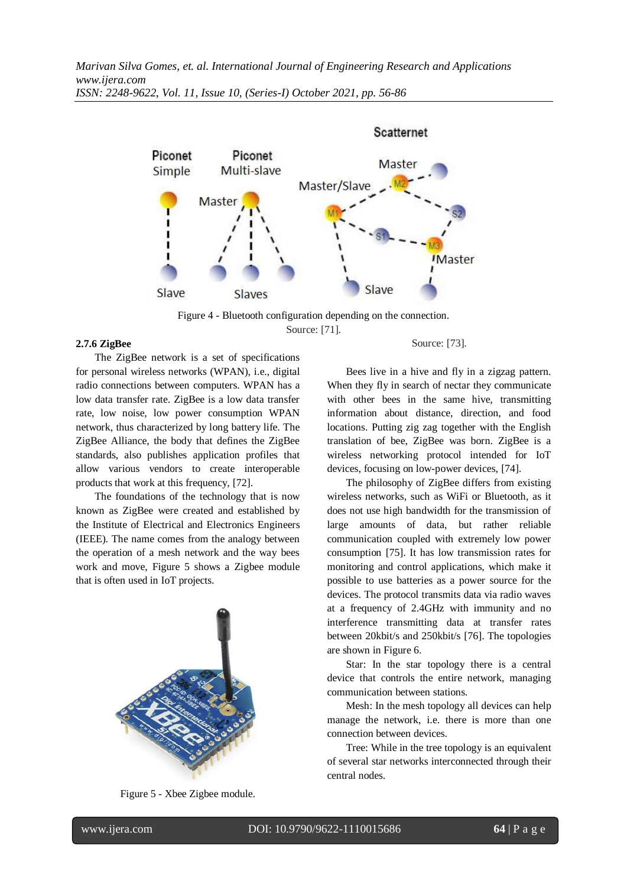Figure 4 - Bluetooth configuration depending on the connection.
Source: [71].

### 2.7.6 ZigBee

The ZigBee network is a set of specifications for personal wireless networks (WPAN), i.e., digital radio connections between computers. WPAN has a low data transfer rate. ZigBee is a low data transfer rate, low noise, low power consumption WPAN network, thus characterized by long battery life. The ZigBee Alliance, the body that defines the ZigBee standards, also publishes application profiles that allow various vendors to create interoperable products that work at this frequency, [72].

The foundations of the technology that is now known as ZigBee were created and established by the Institute of Electrical and Electronics Engineers (IEEE). The name comes from the analogy between the operation of a mesh network and the way bees work and move, Figure 5 shows a Zigbee module that is often used in IoT projects.

Figure 5 - Xbee Zigbee module.
Source: [73].

Bees live in a hive and fly in a zigzag pattern. When they fly in search of nectar they communicate with other bees in the same hive, transmitting information about distance, direction, and food locations. Putting zig zag together with the English translation of bee, ZigBee was born. ZigBee is a wireless networking protocol intended for IoT devices, focusing on low-power devices, [74].

The philosophy of ZigBee differs from existing wireless networks, such as WiFi or Bluetooth, as it does not use high bandwidth for the transmission of large amounts of data, but rather reliable communication coupled with extremely low power consumption [75]. It has low transmission rates for monitoring and control applications, which make it possible to use batteries as a power source for the devices. The protocol transmits data via radio waves at a frequency of 2.4GHz with immunity and no interference transmitting data at transfer rates between 20kbit/s and 250kbit/s [76]. The topologies are shown in Figure 6.

Star: In the star topology there is a central device that controls the entire network, managing communication between stations.

Mesh: In the mesh topology all devices can help manage the network, i.e. there is more than one connection between devices.

Tree: While in the tree topology is an equivalent of several star networks interconnected through their central nodes.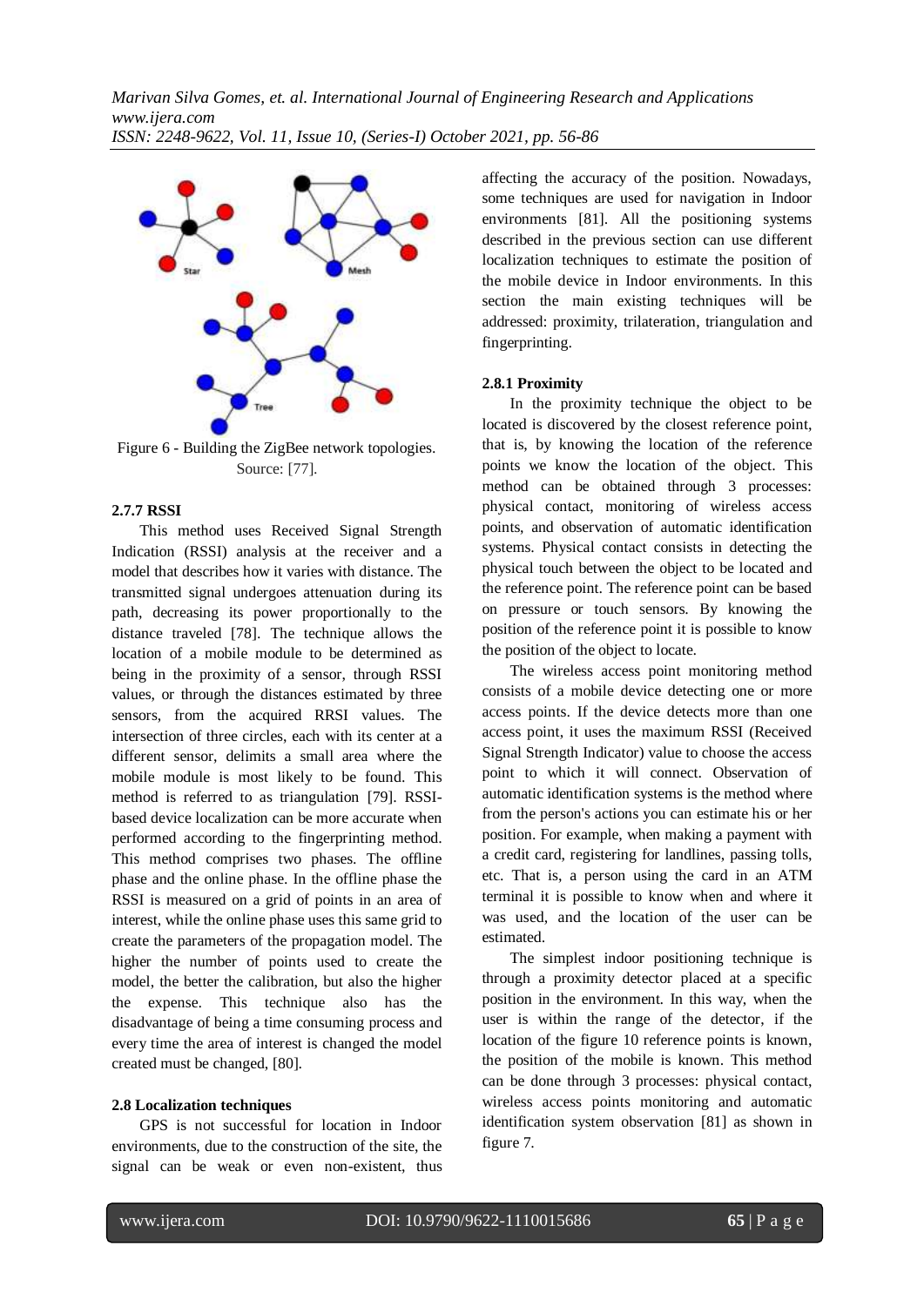Figure 6 - Building the ZigBee network topologies. Source: [77].

### 2.7.7 RSSI

This method uses Received Signal Strength Indication (RSSI) analysis at the receiver and a model that describes how it varies with distance. The transmitted signal undergoes attenuation during its path, decreasing its power proportionally to the distance traveled [78]. The technique allows the location of a mobile module to be determined as being in the proximity of a sensor, through RSSI values, or through the distances estimated by three sensors, from the acquired RRSI values. The intersection of three circles, each with its center at a different sensor, delimits a small area where the mobile module is most likely to be found. This method is referred to as triangulation [79]. RSSI-based device localization can be more accurate when performed according to the fingerprinting method. This method comprises two phases. The offline phase and the online phase. In the offline phase the RSSI is measured on a grid of points in an area of interest, while the online phase uses this same grid to create the parameters of the propagation model. The higher the number of points used to create the model, the better the calibration, but also the higher the expense. This technique also has the disadvantage of being a time consuming process and every time the area of interest is changed the model created must be changed, [80].

### 2.8 Localization techniques

GPS is not successful for location in Indoor environments, due to the construction of the site, the signal can be weak or even non-existent, thus affecting the accuracy of the position. Nowadays, some techniques are used for navigation in Indoor environments [81]. All the positioning systems described in the previous section can use different localization techniques to estimate the position of the mobile device in Indoor environments. In this section the main existing techniques will be addressed: proximity, trilateration, triangulation and fingerprinting.

### 2.8.1 Proximity

In the proximity technique the object to be located is discovered by the closest reference point, that is, by knowing the location of the reference points we know the location of the object. This method can be obtained through 3 processes: physical contact, monitoring of wireless access points, and observation of automatic identification systems. Physical contact consists in detecting the physical touch between the object to be located and the reference point. The reference point can be based on pressure or touch sensors. By knowing the position of the reference point it is possible to know the position of the object to locate.

The wireless access point monitoring method consists of a mobile device detecting one or more access points. If the device detects more than one access point, it uses the maximum RSSI (Received Signal Strength Indicator) value to choose the access point to which it will connect. Observation of automatic identification systems is the method where from the person's actions you can estimate his or her position. For example, when making a payment with a credit card, registering for landlines, passing tolls, etc. That is, a person using the card in an ATM terminal it is possible to know when and where it was used, and the location of the user can be estimated.

The simplest indoor positioning technique is through a proximity detector placed at a specific position in the environment. In this way, when the user is within the range of the detector, if the location of the figure 10 reference points is known, the position of the mobile is known. This method can be done through 3 processes: physical contact, wireless access points monitoring and automatic identification system observation [81] as shown in figure 7.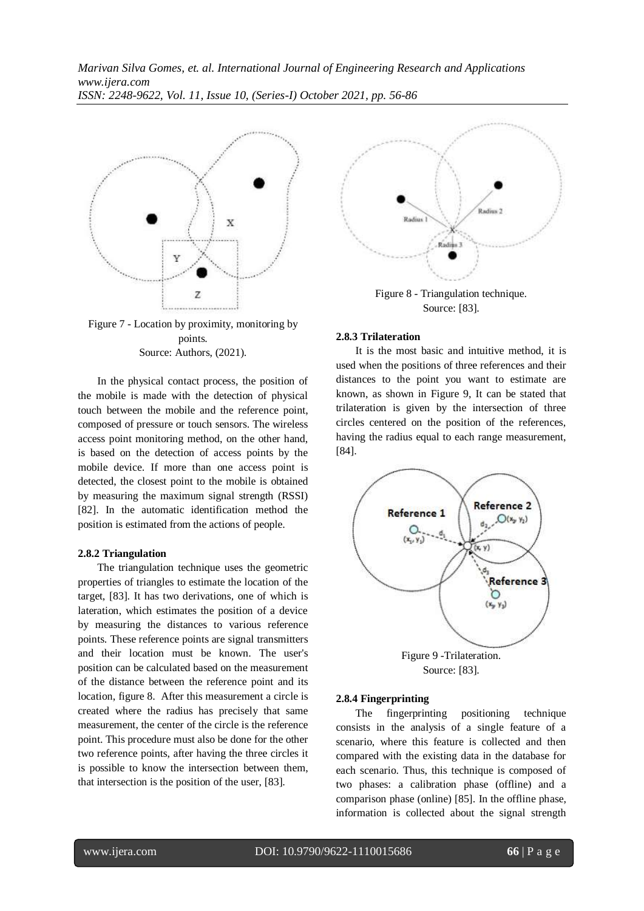Figure 7 - Location by proximity, monitoring by points.
Source: Authors, (2021).

In the physical contact process, the position of the mobile is made with the detection of physical touch between the mobile and the reference point, composed of pressure or touch sensors. The wireless access point monitoring method, on the other hand, is based on the detection of access points by the mobile device. If more than one access point is detected, the closest point to the mobile is obtained by measuring the maximum signal strength (RSSI) [82]. In the automatic identification method the position is estimated from the actions of people.

### 2.8.2 Triangulation

The triangulation technique uses the geometric properties of triangles to estimate the location of the target, [83]. It has two derivations, one of which is lateration, which estimates the position of a device by measuring the distances to various reference points. These reference points are signal transmitters and their location must be known. The user's position can be calculated based on the measurement of the distance between the reference point and its location, figure 8. After this measurement a circle is created where the radius has precisely that same measurement, the center of the circle is the reference point. This procedure must also be done for the other two reference points, after having the three circles it is possible to know the intersection between them, that intersection is the position of the user, [83].

Figure 8 - Triangulation technique.
Source: [83].

### 2.8.3 Trilateration

It is the most basic and intuitive method, it is used when the positions of three references and their distances to the point you want to estimate are known, as shown in Figure 9, It can be stated that trilateration is given by the intersection of three circles centered on the position of the references, having the radius equal to each range measurement, [84].

Figure 9 -Trilateration.
Source: [83].

### 2.8.4 Fingerprinting

The fingerprinting positioning technique consists in the analysis of a single feature of a scenario, where this feature is collected and then compared with the existing data in the database for each scenario. Thus, this technique is composed of two phases: a calibration phase (offline) and a comparison phase (online) [85]. In the offline phase, information is collected about the signal strength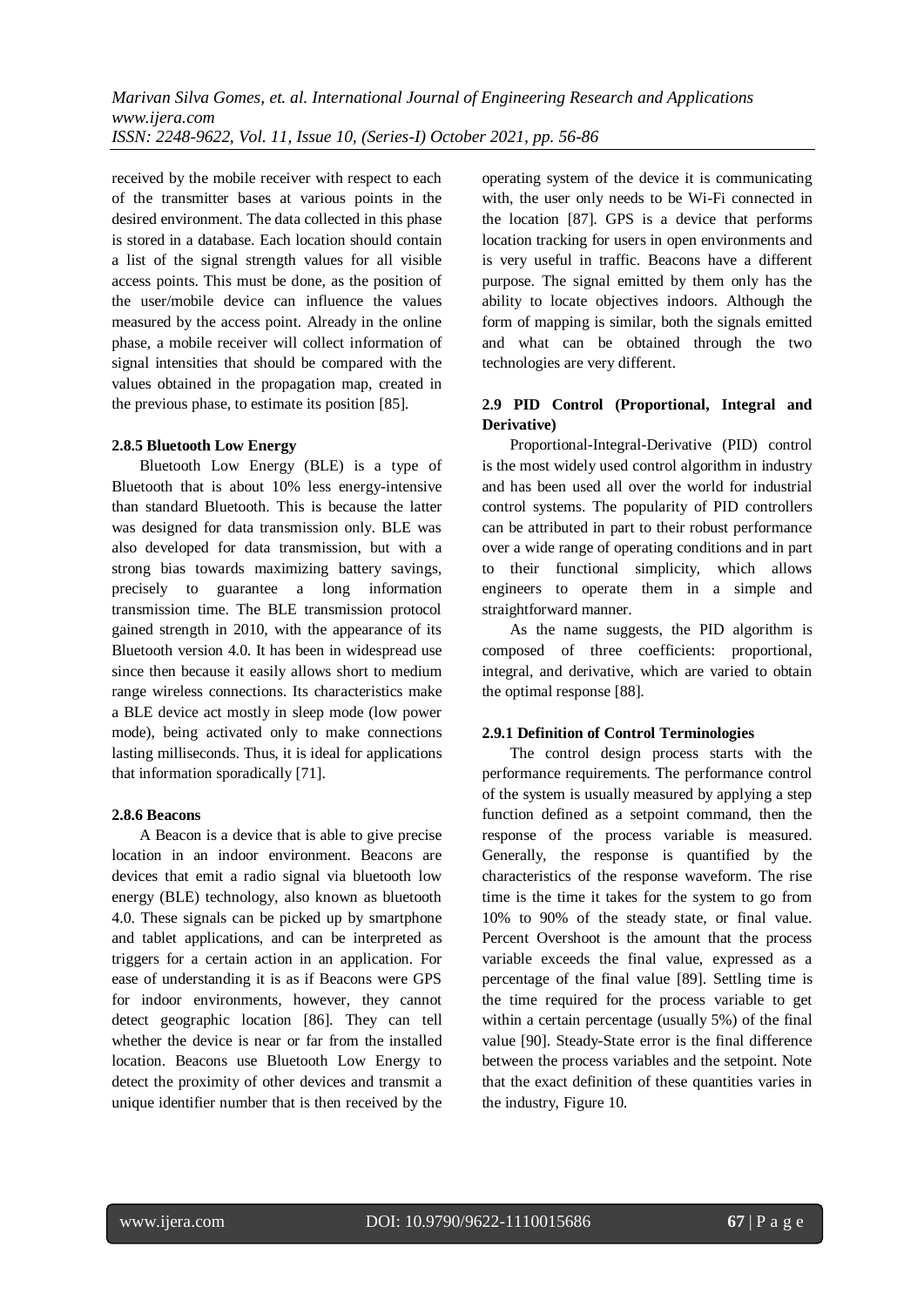received by the mobile receiver with respect to each of the transmitter bases at various points in the desired environment. The data collected in this phase is stored in a database. Each location should contain a list of the signal strength values for all visible access points. This must be done, as the position of the user/mobile device can influence the values measured by the access point. Already in the online phase, a mobile receiver will collect information of signal intensities that should be compared with the values obtained in the propagation map, created in the previous phase, to estimate its position [85].

#### 2.8.5 Bluetooth Low Energy

Bluetooth Low Energy (BLE) is a type of Bluetooth that is about 10% less energy-intensive than standard Bluetooth. This is because the latter was designed for data transmission only. BLE was also developed for data transmission, but with a strong bias towards maximizing battery savings, precisely to guarantee a long information transmission time. The BLE transmission protocol gained strength in 2010, with the appearance of its Bluetooth version 4.0. It has been in widespread use since then because it easily allows short to medium range wireless connections. Its characteristics make a BLE device act mostly in sleep mode (low power mode), being activated only to make connections lasting milliseconds. Thus, it is ideal for applications that information sporadically [71].

#### 2.8.6 Beacons

A Beacon is a device that is able to give precise location in an indoor environment. Beacons are devices that emit a radio signal via bluetooth low energy (BLE) technology, also known as bluetooth 4.0. These signals can be picked up by smartphone and tablet applications, and can be interpreted as triggers for a certain action in an application. For ease of understanding it is as if Beacons were GPS for indoor environments, however, they cannot detect geographic location [86]. They can tell whether the device is near or far from the installed location. Beacons use Bluetooth Low Energy to detect the proximity of other devices and transmit a unique identifier number that is then received by the operating system of the device it is communicating with, the user only needs to be Wi-Fi connected in the location [87]. GPS is a device that performs location tracking for users in open environments and is very useful in traffic. Beacons have a different purpose. The signal emitted by them only has the ability to locate objectives indoors. Although the form of mapping is similar, both the signals emitted and what can be obtained through the two technologies are very different.

### 2.9 PID Control (Proportional, Integral and Derivative)

Proportional-Integral-Derivative (PID) control is the most widely used control algorithm in industry and has been used all over the world for industrial control systems. The popularity of PID controllers can be attributed in part to their robust performance over a wide range of operating conditions and in part to their functional simplicity, which allows engineers to operate them in a simple and straightforward manner.

As the name suggests, the PID algorithm is composed of three coefficients: proportional, integral, and derivative, which are varied to obtain the optimal response [88].

#### 2.9.1 Definition of Control Terminologies

The control design process starts with the performance requirements. The performance control of the system is usually measured by applying a step function defined as a setpoint command, then the response of the process variable is measured. Generally, the response is quantified by the characteristics of the response waveform. The rise time is the time it takes for the system to go from 10% to 90% of the steady state, or final value. Percent Overshoot is the amount that the process variable exceeds the final value, expressed as a percentage of the final value [89]. Settling time is the time required for the process variable to get within a certain percentage (usually 5%) of the final value [90]. Steady-State error is the final difference between the process variables and the setpoint. Note that the exact definition of these quantities varies in the industry, Figure 10.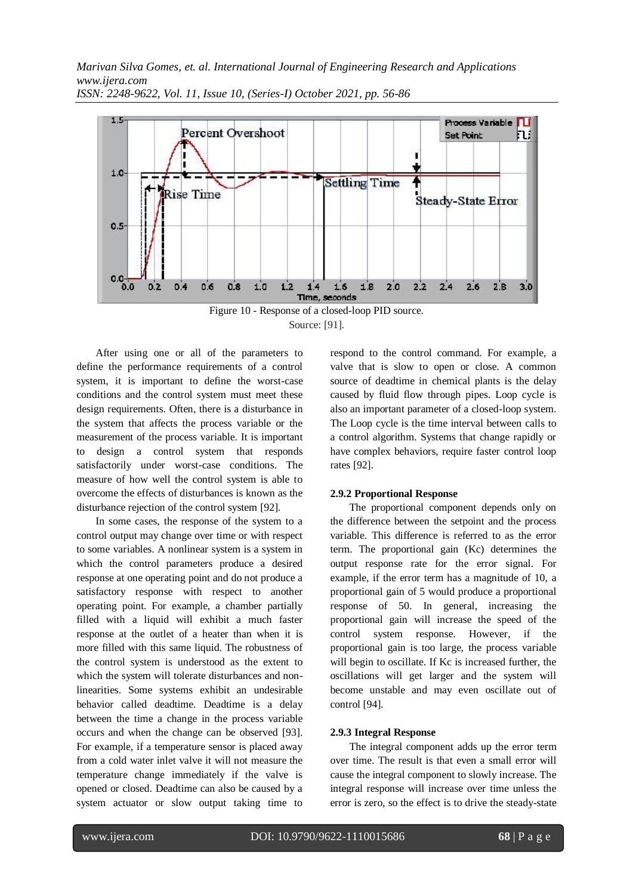Figure 10 - Response of a closed-loop PID source.
Source: [91].

After using one or all of the parameters to define the performance requirements of a control system, it is important to define the worst-case conditions and the control system must meet these design requirements. Often, there is a disturbance in the system that affects the process variable or the measurement of the process variable. It is important to design a control system that responds satisfactorily under worst-case conditions. The measure of how well the control system is able to overcome the effects of disturbances is known as the disturbance rejection of the control system [92].

In some cases, the response of the system to a control output may change over time or with respect to some variables. A nonlinear system is a system in which the control parameters produce a desired response at one operating point and do not produce a satisfactory response with respect to another operating point. For example, a chamber partially filled with a liquid will exhibit a much faster response at the outlet of a heater than when it is more filled with this same liquid. The robustness of the control system is understood as the extent to which the system will tolerate disturbances and non-linearities. Some systems exhibit an undesirable behavior called deadtime. Deadtime is a delay between the time a change in the process variable occurs and when the change can be observed [93]. For example, if a temperature sensor is placed away from a cold water inlet valve it will not measure the temperature change immediately if the valve is opened or closed. Deadtime can also be caused by a system actuator or slow output taking time to respond to the control command. For example, a valve that is slow to open or close. A common source of deadtime in chemical plants is the delay caused by fluid flow through pipes. Loop cycle is also an important parameter of a closed-loop system. The Loop cycle is the time interval between calls to a control algorithm. Systems that change rapidly or have complex behaviors, require faster control loop rates [92].

### 2.9.2 Proportional Response

The proportional component depends only on the difference between the setpoint and the process variable. This difference is referred to as the error term. The proportional gain (Kc) determines the output response rate for the error signal. For example, if the error term has a magnitude of 10, a proportional gain of 5 would produce a proportional response of 50. In general, increasing the proportional gain will increase the speed of the control system response. However, if the proportional gain is too large, the process variable will begin to oscillate. If Kc is increased further, the oscillations will get larger and the system will become unstable and may even oscillate out of control [94].

### 2.9.3 Integral Response

The integral component adds up the error term over time. The result is that even a small error will cause the integral component to slowly increase. The integral response will increase over time unless the error is zero, so the effect is to drive the steady-state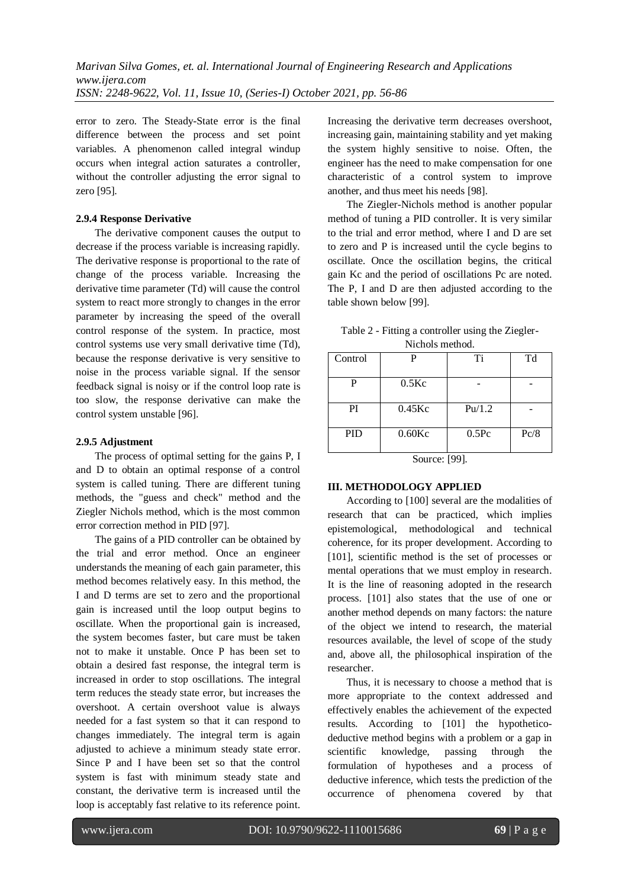error to zero. The Steady-State error is the final difference between the process and set point variables. A phenomenon called integral windup occurs when integral action saturates a controller, without the controller adjusting the error signal to zero [95].

#### 2.9.4 Response Derivative

The derivative component causes the output to decrease if the process variable is increasing rapidly. The derivative response is proportional to the rate of change of the process variable. Increasing the derivative time parameter (Td) will cause the control system to react more strongly to changes in the error parameter by increasing the speed of the overall control response of the system. In practice, most control systems use very small derivative time (Td), because the response derivative is very sensitive to noise in the process variable signal. If the sensor feedback signal is noisy or if the control loop rate is too slow, the response derivative can make the control system unstable [96].

#### 2.9.5 Adjustment

The process of optimal setting for the gains P, I and D to obtain an optimal response of a control system is called tuning. There are different tuning methods, the "guess and check" method and the Ziegler Nichols method, which is the most common error correction method in PID [97].

The gains of a PID controller can be obtained by the trial and error method. Once an engineer understands the meaning of each gain parameter, this method becomes relatively easy. In this method, the I and D terms are set to zero and the proportional gain is increased until the loop output begins to oscillate. When the proportional gain is increased, the system becomes faster, but care must be taken not to make it unstable. Once P has been set to obtain a desired fast response, the integral term is increased in order to stop oscillations. The integral term reduces the steady state error, but increases the overshoot. A certain overshoot value is always needed for a fast system so that it can respond to changes immediately. The integral term is again adjusted to achieve a minimum steady state error. Since P and I have been set so that the control system is fast with minimum steady state and constant, the derivative term is increased until the loop is acceptably fast relative to its reference point. Increasing the derivative term decreases overshoot, increasing gain, maintaining stability and yet making the system highly sensitive to noise. Often, the engineer has the need to make compensation for one characteristic of a control system to improve another, and thus meet his needs [98].

The Ziegler-Nichols method is another popular method of tuning a PID controller. It is very similar to the trial and error method, where I and D are set to zero and P is increased until the cycle begins to oscillate. Once the oscillation begins, the critical gain Kc and the period of oscillations Pc are noted. The P, I and D are then adjusted according to the table shown below [99].

Table 2 - Fitting a controller using the Ziegler-Nichols method.

| Control | P | Ti | Td |
|---|---|---|---|
| P | 0.5Kc | - | - |
| PI | 0.45Kc | Pu/1.2 | - |
| PID | 0.60Kc | 0.5Pc | Pc/8 |

Source: [99].

## III. METHODOLOGY APPLIED

According to [100] several are the modalities of research that can be practiced, which implies epistemological, methodological and technical coherence, for its proper development. According to [101], scientific method is the set of processes or mental operations that we must employ in research. It is the line of reasoning adopted in the research process. [101] also states that the use of one or another method depends on many factors: the nature of the object we intend to research, the material resources available, the level of scope of the study and, above all, the philosophical inspiration of the researcher.

Thus, it is necessary to choose a method that is more appropriate to the context addressed and effectively enables the achievement of the expected results. According to [101] the hypothetico-deductive method begins with a problem or a gap in scientific knowledge, passing through the formulation of hypotheses and a process of deductive inference, which tests the prediction of the occurrence of phenomena covered by that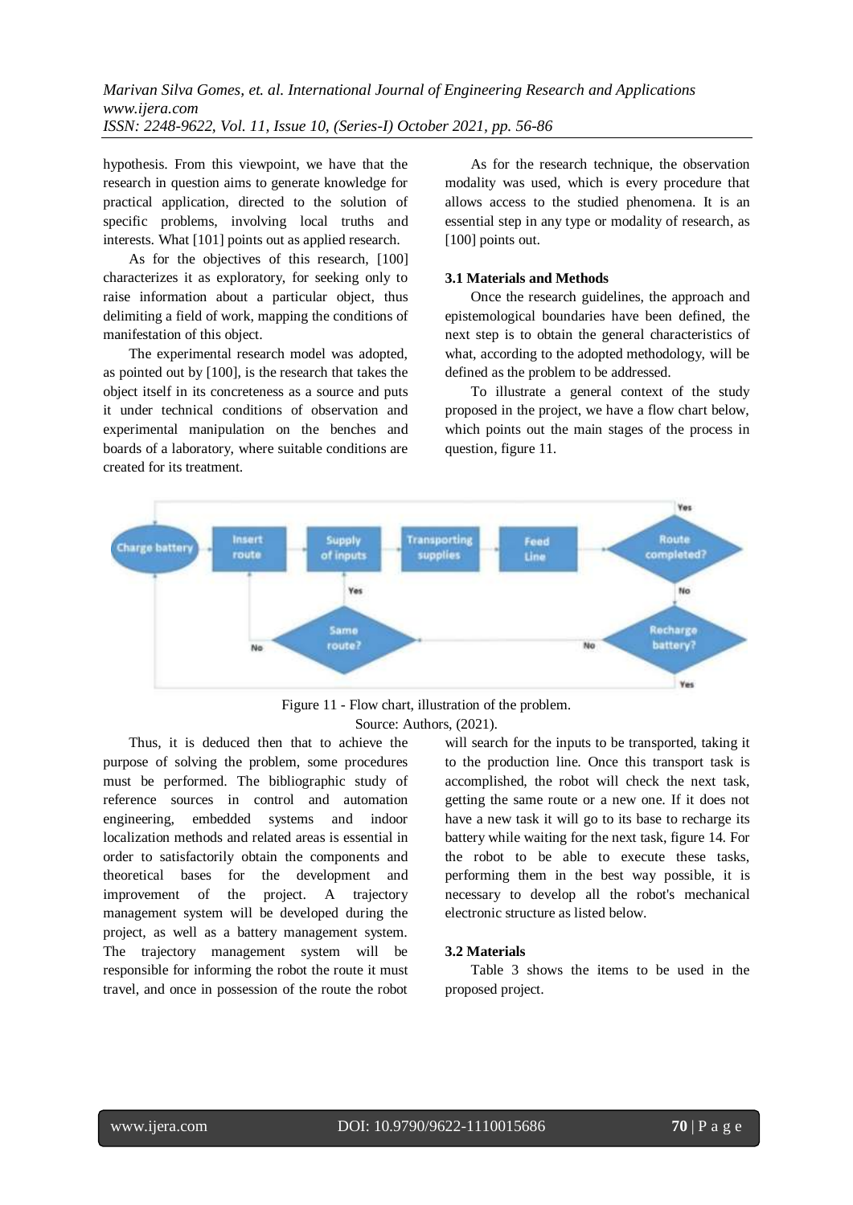hypothesis. From this viewpoint, we have that the research in question aims to generate knowledge for practical application, directed to the solution of specific problems, involving local truths and interests. What [101] points out as applied research.

As for the objectives of this research, [100] characterizes it as exploratory, for seeking only to raise information about a particular object, thus delimiting a field of work, mapping the conditions of manifestation of this object.

The experimental research model was adopted, as pointed out by [100], is the research that takes the object itself in its concreteness as a source and puts it under technical conditions of observation and experimental manipulation on the benches and boards of a laboratory, where suitable conditions are created for its treatment.

As for the research technique, the observation modality was used, which is every procedure that allows access to the studied phenomena. It is an essential step in any type or modality of research, as [100] points out.

### 3.1 Materials and Methods

Once the research guidelines, the approach and epistemological boundaries have been defined, the next step is to obtain the general characteristics of what, according to the adopted methodology, will be defined as the problem to be addressed.

To illustrate a general context of the study proposed in the project, we have a flow chart below, which points out the main stages of the process in question, figure 11.

Figure 11 - Flow chart, illustration of the problem.
Source: Authors, (2021).

Thus, it is deduced then that to achieve the purpose of solving the problem, some procedures must be performed. The bibliographic study of reference sources in control and automation engineering, embedded systems and indoor localization methods and related areas is essential in order to satisfactorily obtain the components and theoretical bases for the development and improvement of the project. A trajectory management system will be developed during the project, as well as a battery management system. The trajectory management system will be responsible for informing the robot the route it must travel, and once in possession of the route the robot will search for the inputs to be transported, taking it to the production line. Once this transport task is accomplished, the robot will check the next task, getting the same route or a new one. If it does not have a new task it will go to its base to recharge its battery while waiting for the next task, figure 14. For the robot to be able to execute these tasks, performing them in the best way possible, it is necessary to develop all the robot's mechanical electronic structure as listed below.

### 3.2 Materials

Table 3 shows the items to be used in the proposed project.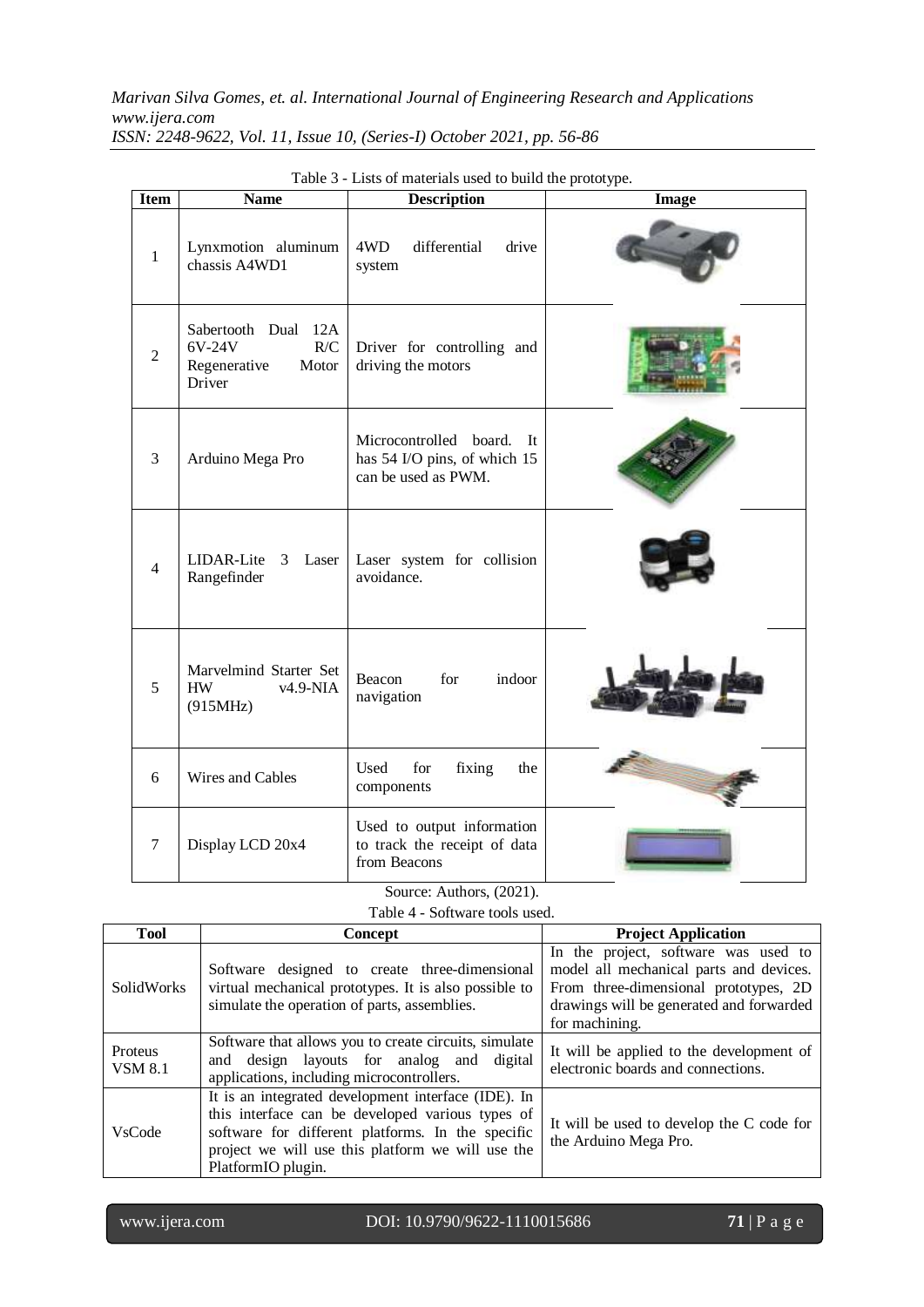Table 3 - Lists of materials used to build the prototype.

| Item | Name | Description | Image |
|---|---|---|---|
| 1 | Lynxmotion aluminum chassis A4WD1 | 4WD differential drive system | |
| 2 | Sabertooth Dual 12A 6V-24V R/C Regenerative Motor Driver | Driver for controlling and driving the motors | |
| 3 | Arduino Mega Pro | Microcontrolled board. It has 54 I/O pins, of which 15 can be used as PWM. | |
| 4 | LIDAR-Lite 3 Laser Rangefinder | Laser system for collision avoidance. | |
| 5 | Marvelmind Starter Set HW v4.9-NIA (915MHz) | Beacon for indoor navigation | |
| 6 | Wires and Cables | Used for fixing the components | |
| 7 | Display LCD 20x4 | Used to output information to track the receipt of data from Beacons | |

Source: Authors, (2021).

Table 4 - Software tools used.

| Tool | Concept | Project Application |
|---|---|---|
| SolidWorks | Software designed to create three-dimensional virtual mechanical prototypes. It is also possible to simulate the operation of parts, assemblies. | In the project, software was used to model all mechanical parts and devices. From three-dimensional prototypes, 2D drawings will be generated and forwarded for machining. |
| Proteus VSM 8.1 | Software that allows you to create circuits, simulate and design layouts for analog and digital applications, including microcontrollers. | It will be applied to the development of electronic boards and connections. |
| VsCode | It is an integrated development interface (IDE). In this interface can be developed various types of software for different platforms. In the specific project we will use this platform we will use the PlatformIO plugin. | It will be used to develop the C code for the Arduino Mega Pro. |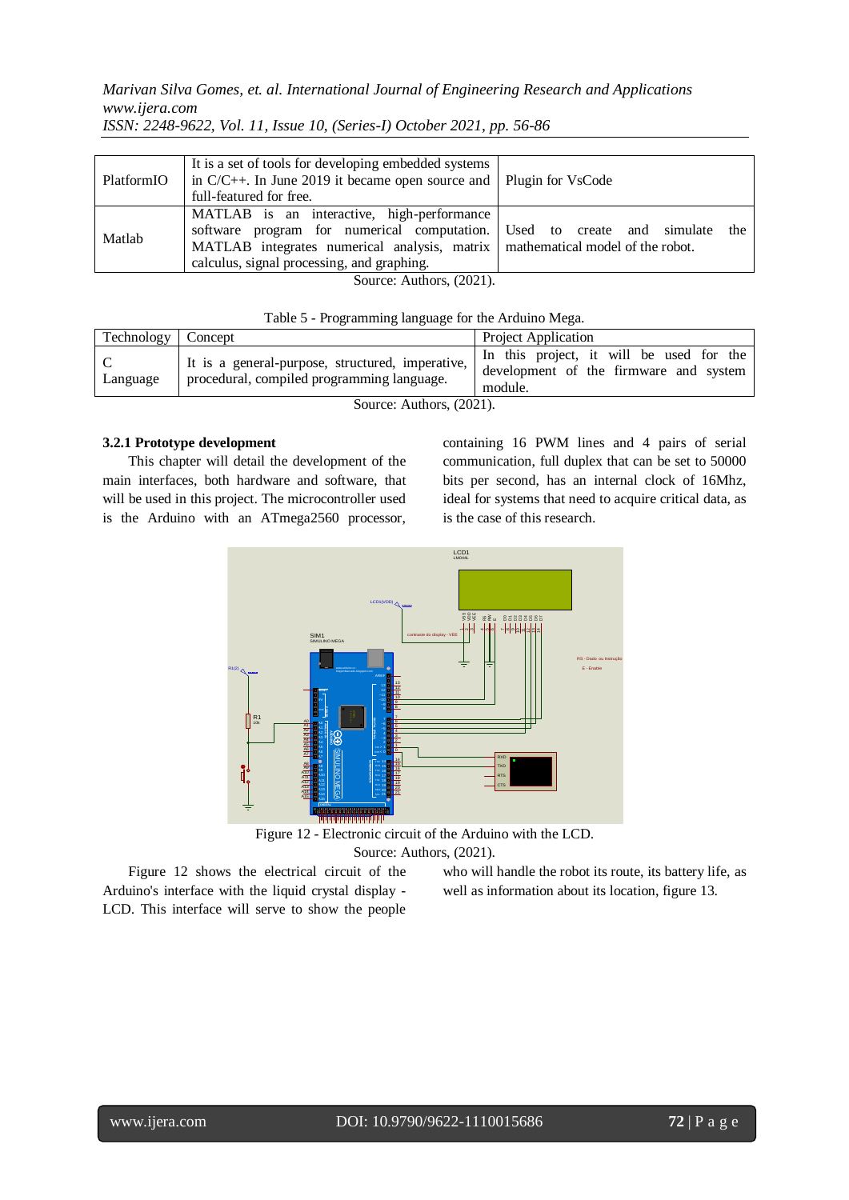| | | |
|---|---|---|
| PlatformIO | It is a set of tools for developing embedded systems in C/C++. In June 2019 it became open source and full-featured for free. | Plugin for VsCode |
| Matlab | MATLAB is an interactive, high-performance software program for numerical computation. MATLAB integrates numerical analysis, matrix calculus, signal processing, and graphing. | Used to create and simulate the mathematical model of the robot. |

Source: Authors, (2021).

Table 5 - Programming language for the Arduino Mega.

| Technology | Concept | Project Application |
|---|---|---|
| C Language | It is a general-purpose, structured, imperative, procedural, compiled programming language. | In this project, it will be used for the development of the firmware and system module. |

Source: Authors, (2021).

### 3.2.1 Prototype development

This chapter will detail the development of the main interfaces, both hardware and software, that will be used in this project. The microcontroller used is the Arduino with an ATmega2560 processor, containing 16 PWM lines and 4 pairs of serial communication, full duplex that can be set to 50000 bits per second, has an internal clock of 16Mhz, ideal for systems that need to acquire critical data, as is the case of this research.

Figure 12 - Electronic circuit of the Arduino with the LCD.

Source: Authors, (2021).

Figure 12 shows the electrical circuit of the Arduino's interface with the liquid crystal display - LCD. This interface will serve to show the people who will handle the robot its route, its battery life, as well as information about its location, figure 13.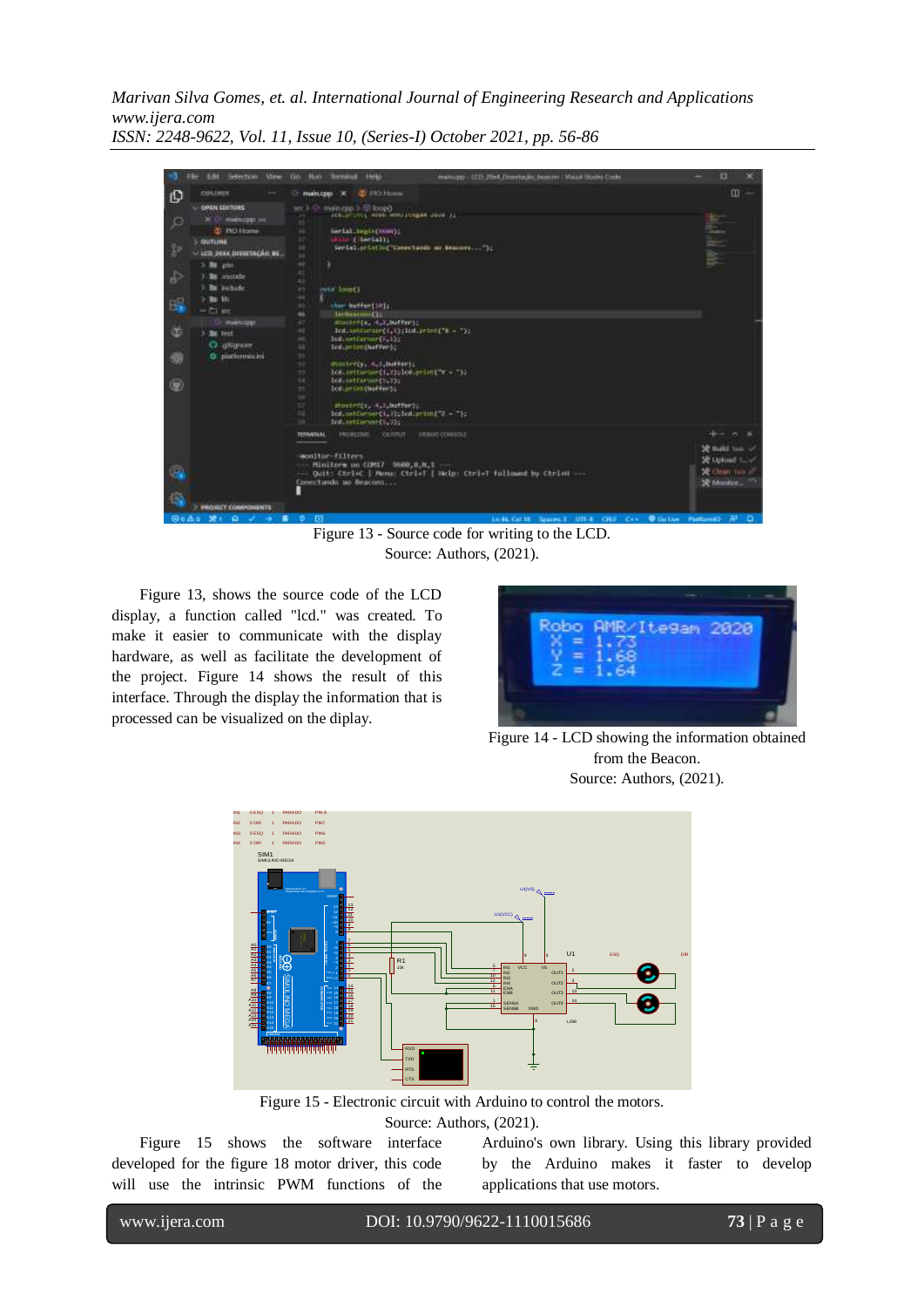Figure 13 - Source code for writing to the LCD.
Source: Authors, (2021).

Figure 13, shows the source code of the LCD display, a function called "lcd." was created. To make it easier to communicate with the display hardware, as well as facilitate the development of the project. Figure 14 shows the result of this interface. Through the display the information that is processed can be visualized on the diplay.

Figure 14 - LCD showing the information obtained from the Beacon.
Source: Authors, (2021).

Figure 15 - Electronic circuit with Arduino to control the motors.
Source: Authors, (2021).

Figure 15 shows the software interface developed for the figure 18 motor driver, this code will use the intrinsic PWM functions of the Arduino's own library. Using this library provided by the Arduino makes it faster to develop applications that use motors.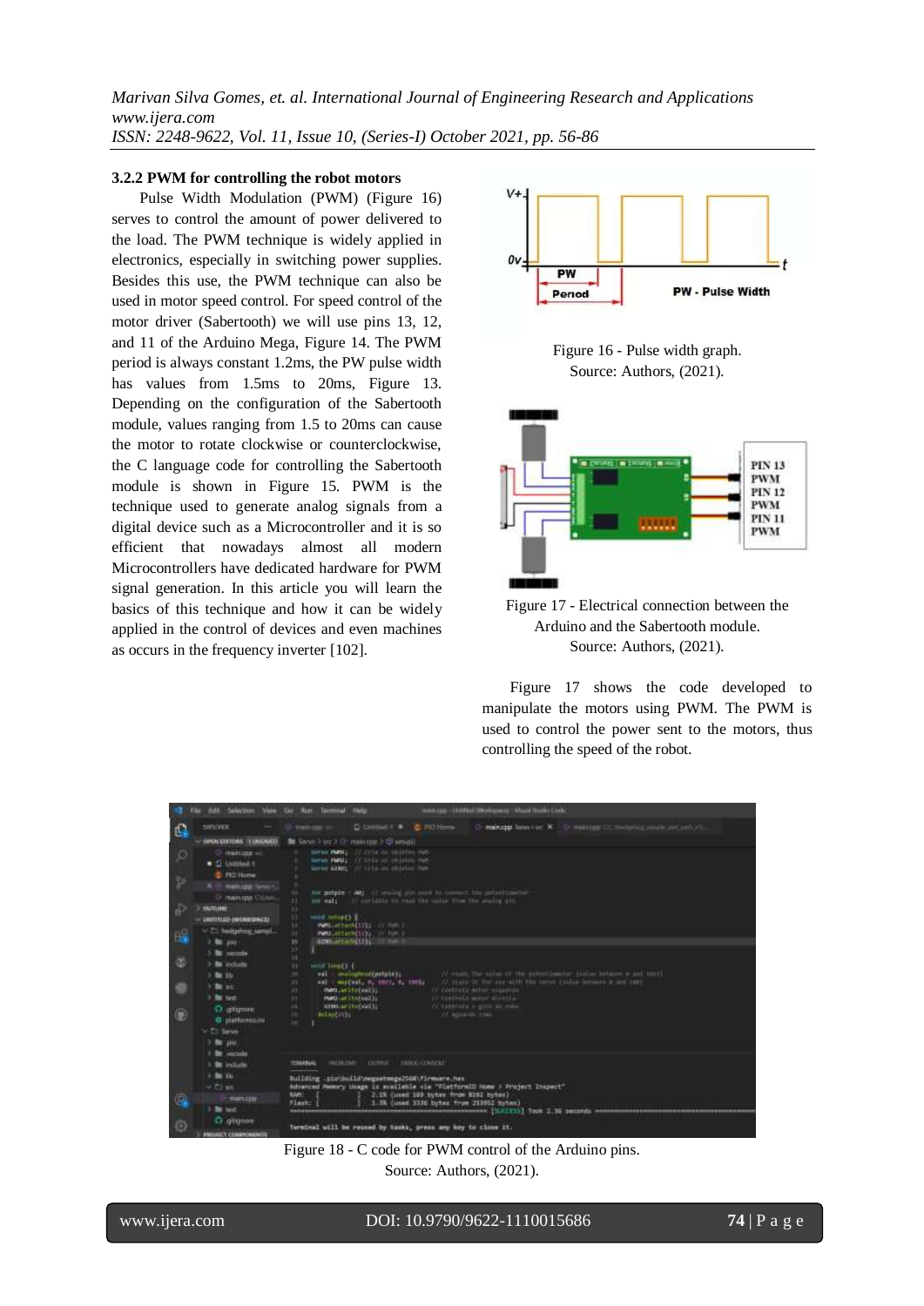### 3.2.2 PWM for controlling the robot motors

Pulse Width Modulation (PWM) (Figure 16) serves to control the amount of power delivered to the load. The PWM technique is widely applied in electronics, especially in switching power supplies. Besides this use, the PWM technique can also be used in motor speed control. For speed control of the motor driver (Sabertooth) we will use pins 13, 12, and 11 of the Arduino Mega, Figure 14. The PWM period is always constant 1.2ms, the PW pulse width has values from 1.5ms to 20ms, Figure 13. Depending on the configuration of the Sabertooth module, values ranging from 1.5 to 20ms can cause the motor to rotate clockwise or counterclockwise, the C language code for controlling the Sabertooth module is shown in Figure 15. PWM is the technique used to generate analog signals from a digital device such as a Microcontroller and it is so efficient that nowadays almost all modern Microcontrollers have dedicated hardware for PWM signal generation. In this article you will learn the basics of this technique and how it can be widely applied in the control of devices and even machines as occurs in the frequency inverter [102].

Figure 16 - Pulse width graph.
Source: Authors, (2021).

Figure 17 - Electrical connection between the Arduino and the Sabertooth module.
Source: Authors, (2021).

Figure 17 shows the code developed to manipulate the motors using PWM. The PWM is used to control the power sent to the motors, thus controlling the speed of the robot.

Figure 18 - C code for PWM control of the Arduino pins.
Source: Authors, (2021).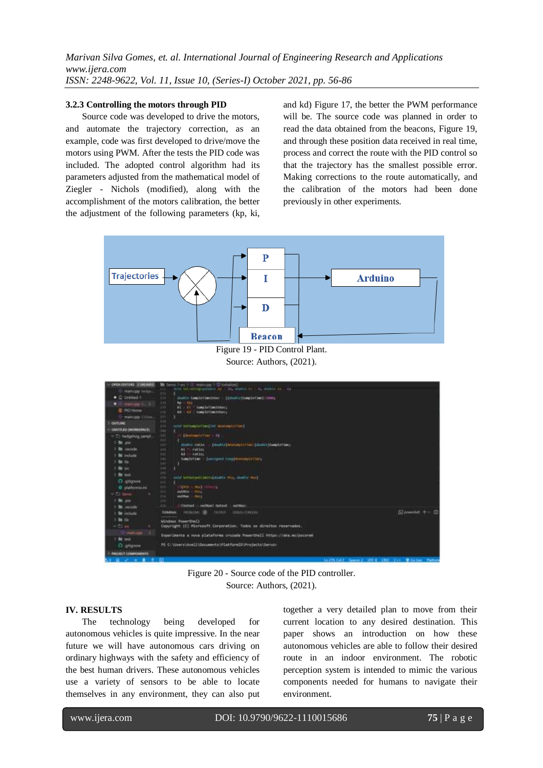### 3.2.3 Controlling the motors through PID

Source code was developed to drive the motors, and automate the trajectory correction, as an example, code was first developed to drive/move the motors using PWM. After the tests the PID code was included. The adopted control algorithm had its parameters adjusted from the mathematical model of Ziegler - Nichols (modified), along with the accomplishment of the motors calibration, the better the adjustment of the following parameters (kp, ki, and kd) Figure 17, the better the PWM performance will be. The source code was planned in order to read the data obtained from the beacons, Figure 19, and through these position data received in real time, process and correct the route with the PID control so that the trajectory has the smallest possible error. Making corrections to the route automatically, and the calibration of the motors had been done previously in other experiments.

Figure 19 - PID Control Plant.
Source: Authors, (2021).

Figure 20 - Source code of the PID controller.
Source: Authors, (2021).

## IV. RESULTS

The technology being developed for autonomous vehicles is quite impressive. In the near future we will have autonomous cars driving on ordinary highways with the safety and efficiency of the best human drivers. These autonomous vehicles use a variety of sensors to be able to locate themselves in any environment, they can also put together a very detailed plan to move from their current location to any desired destination. This paper shows an introduction on how these autonomous vehicles are able to follow their desired route in an indoor environment. The robotic perception system is intended to mimic the various components needed for humans to navigate their environment.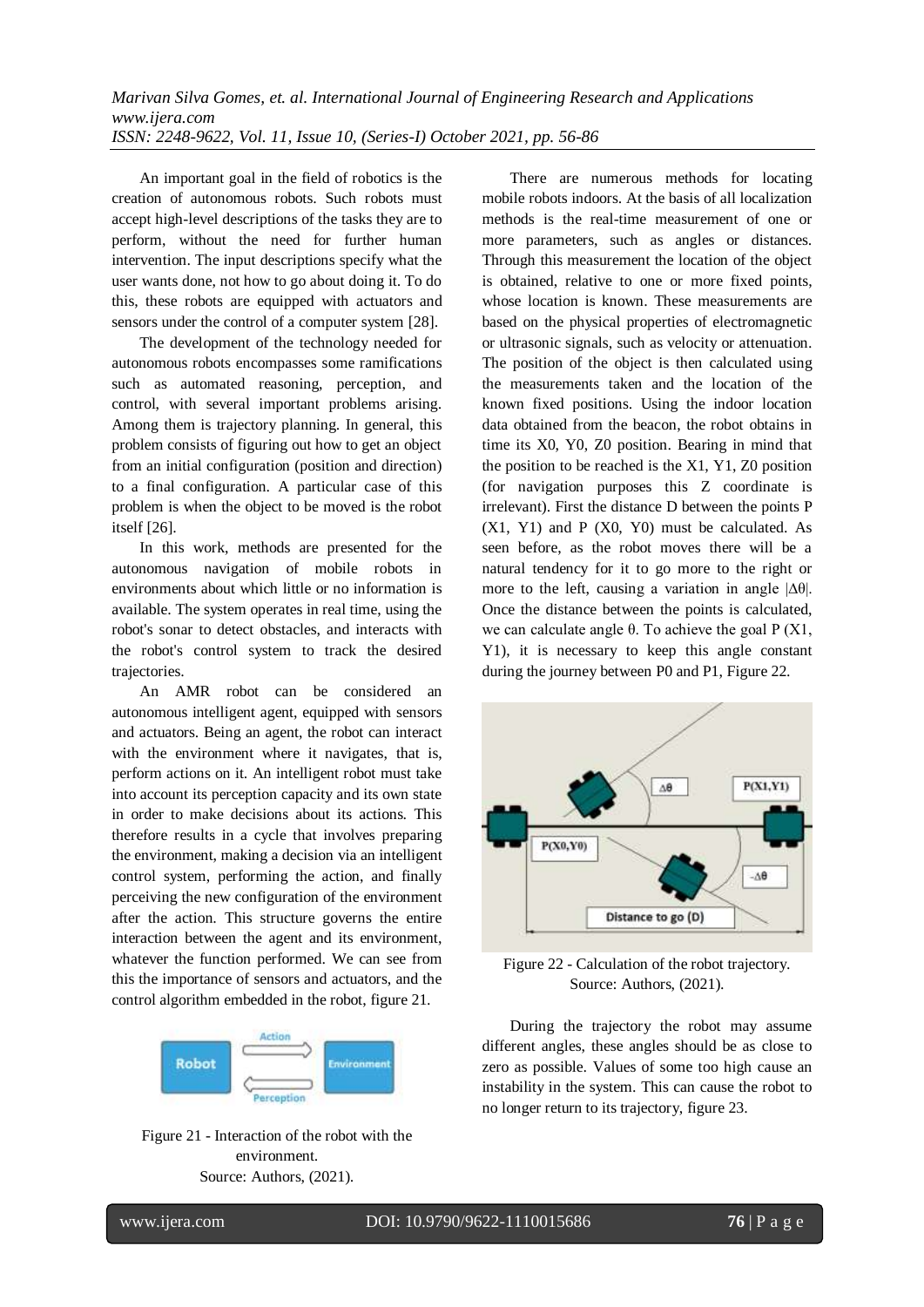An important goal in the field of robotics is the creation of autonomous robots. Such robots must accept high-level descriptions of the tasks they are to perform, without the need for further human intervention. The input descriptions specify what the user wants done, not how to go about doing it. To do this, these robots are equipped with actuators and sensors under the control of a computer system [28].

The development of the technology needed for autonomous robots encompasses some ramifications such as automated reasoning, perception, and control, with several important problems arising. Among them is trajectory planning. In general, this problem consists of figuring out how to get an object from an initial configuration (position and direction) to a final configuration. A particular case of this problem is when the object to be moved is the robot itself [26].

In this work, methods are presented for the autonomous navigation of mobile robots in environments about which little or no information is available. The system operates in real time, using the robot's sonar to detect obstacles, and interacts with the robot's control system to track the desired trajectories.

An AMR robot can be considered an autonomous intelligent agent, equipped with sensors and actuators. Being an agent, the robot can interact with the environment where it navigates, that is, perform actions on it. An intelligent robot must take into account its perception capacity and its own state in order to make decisions about its actions. This therefore results in a cycle that involves preparing the environment, making a decision via an intelligent control system, performing the action, and finally perceiving the new configuration of the environment after the action. This structure governs the entire interaction between the agent and its environment, whatever the function performed. We can see from this the importance of sensors and actuators, and the control algorithm embedded in the robot, figure 21.

Figure 21 - Interaction of the robot with the environment.
Source: Authors, (2021).

There are numerous methods for locating mobile robots indoors. At the basis of all localization methods is the real-time measurement of one or more parameters, such as angles or distances. Through this measurement the location of the object is obtained, relative to one or more fixed points, whose location is known. These measurements are based on the physical properties of electromagnetic or ultrasonic signals, such as velocity or attenuation. The position of the object is then calculated using the measurements taken and the location of the known fixed positions. Using the indoor location data obtained from the beacon, the robot obtains in time its X0, Y0, Z0 position. Bearing in mind that the position to be reached is the X1, Y1, Z0 position (for navigation purposes this Z coordinate is irrelevant). First the distance D between the points P (X1, Y1) and P (X0, Y0) must be calculated. As seen before, as the robot moves there will be a natural tendency for it to go more to the right or more to the left, causing a variation in angle $|\Delta\theta|$. Once the distance between the points is calculated, we can calculate angle $\theta$. To achieve the goal P (X1, Y1), it is necessary to keep this angle constant during the journey between P0 and P1, Figure 22.

Figure 22 - Calculation of the robot trajectory.
Source: Authors, (2021).

During the trajectory the robot may assume different angles, these angles should be as close to zero as possible. Values of some too high cause an instability in the system. This can cause the robot to no longer return to its trajectory, figure 23.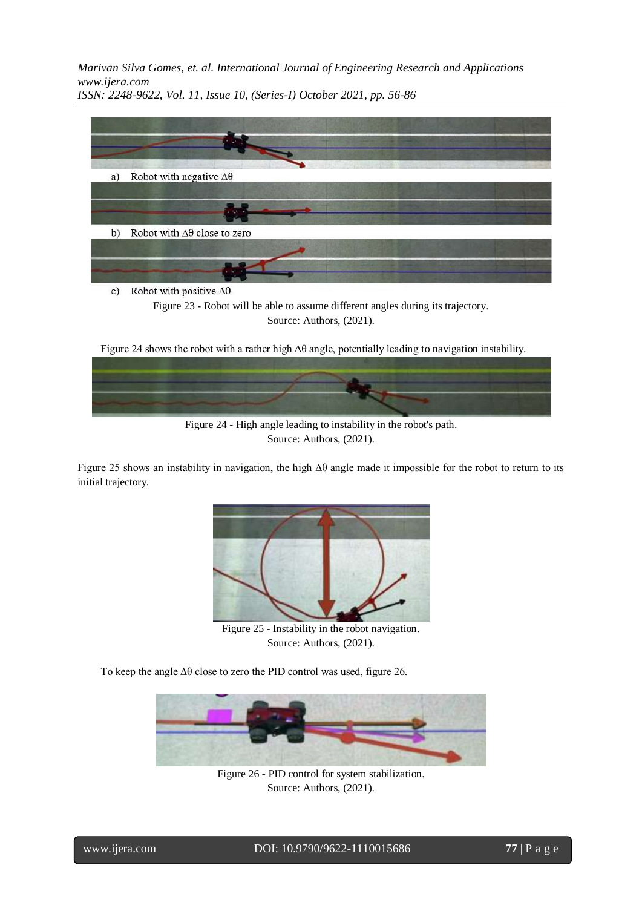a) Robot with negative $\Delta\theta$

b) Robot with $\Delta\theta$ close to zero

c) Robot with positive $\Delta\theta$

Figure 23 - Robot will be able to assume different angles during its trajectory.
Source: Authors, (2021).

Figure 24 shows the robot with a rather high $\Delta\theta$ angle, potentially leading to navigation instability.

Figure 24 - High angle leading to instability in the robot's path.
Source: Authors, (2021).

Figure 25 shows an instability in navigation, the high $\Delta\theta$ angle made it impossible for the robot to return to its initial trajectory.

Figure 25 - Instability in the robot navigation.
Source: Authors, (2021).

To keep the angle $\Delta\theta$ close to zero the PID control was used, figure 26.

Figure 26 - PID control for system stabilization.
Source: Authors, (2021).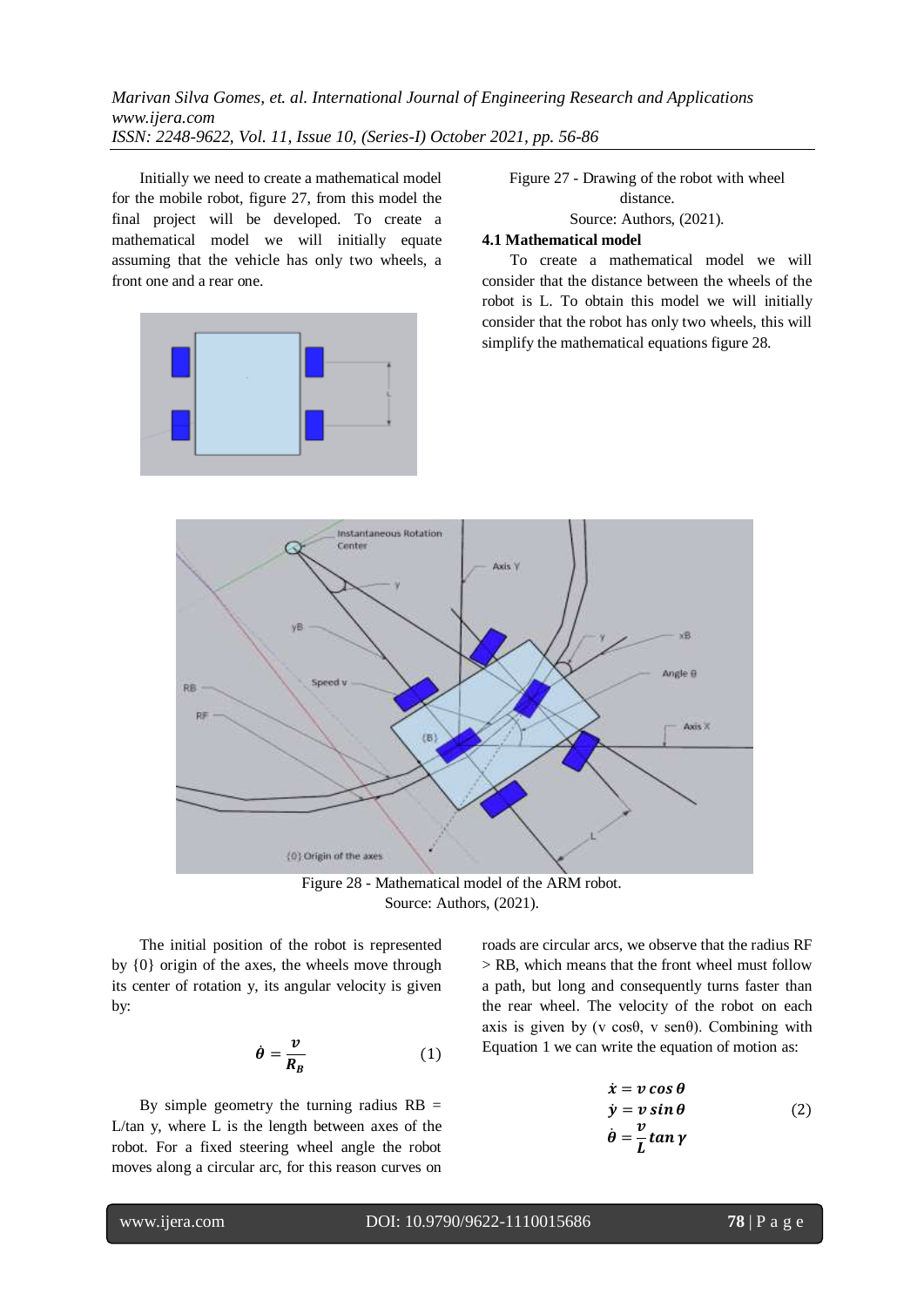Initially we need to create a mathematical model for the mobile robot, figure 27, from this model the final project will be developed. To create a mathematical model we will initially equate assuming that the vehicle has only two wheels, a front one and a rear one.

Figure 27 - Drawing of the robot with wheel distance.

Source: Authors, (2021).

### 4.1 Mathematical model

To create a mathematical model we will consider that the distance between the wheels of the robot is L. To obtain this model we will initially consider that the robot has only two wheels, this will simplify the mathematical equations figure 28.

Figure 28 - Mathematical model of the ARM robot.

Source: Authors, (2021).

The initial position of the robot is represented by {0} origin of the axes, the wheels move through its center of rotation y, its angular velocity is given by:

$$\dot{\theta} = \frac{v}{R_B} \tag{1}$$

By simple geometry the turning radius RB = L/tan y, where L is the length between axes of the robot. For a fixed steering wheel angle the robot moves along a circular arc, for this reason curves on roads are circular arcs, we observe that the radius RF > RB, which means that the front wheel must follow a path, but long and consequently turns faster than the rear wheel. The velocity of the robot on each axis is given by (v cosθ, v senθ). Combining with Equation 1 we can write the equation of motion as:

$$\begin{aligned} \dot{x} &= v \cos\theta \\ \dot{y} &= v \sin\theta \\ \dot{\theta} &= \frac{v}{L} \tan\gamma \end{aligned} \tag{2}$$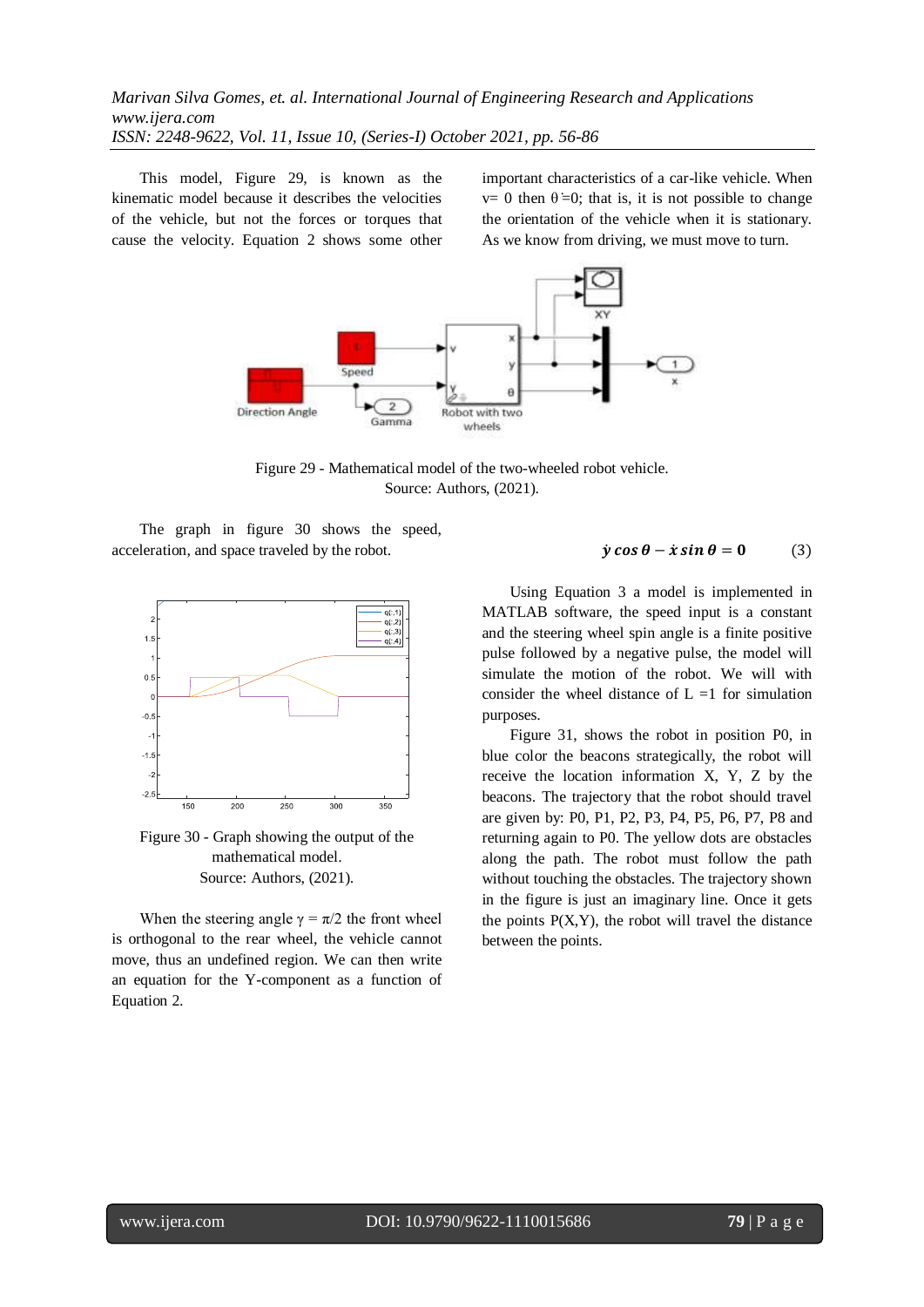This model, Figure 29, is known as the kinematic model because it describes the velocities of the vehicle, but not the forces or torques that cause the velocity. Equation 2 shows some other important characteristics of a car-like vehicle. When v= 0 then $\dot{\theta}=0$; that is, it is not possible to change the orientation of the vehicle when it is stationary. As we know from driving, we must move to turn.

Figure 29 - Mathematical model of the two-wheeled robot vehicle.
Source: Authors, (2021).

The graph in figure 30 shows the speed, acceleration, and space traveled by the robot.

Figure 30 - Graph showing the output of the mathematical model.
Source: Authors, (2021).

When the steering angle $\gamma = \pi/2$ the front wheel is orthogonal to the rear wheel, the vehicle cannot move, thus an undefined region. We can then write an equation for the Y-component as a function of Equation 2.

$$\dot{y}\cos\theta - \dot{x}\sin\theta = 0 \qquad (3)$$

Using Equation 3 a model is implemented in MATLAB software, the speed input is a constant and the steering wheel spin angle is a finite positive pulse followed by a negative pulse, the model will simulate the motion of the robot. We will with consider the wheel distance of L =1 for simulation purposes.

Figure 31, shows the robot in position P0, in blue color the beacons strategically, the robot will receive the location information X, Y, Z by the beacons. The trajectory that the robot should travel are given by: P0, P1, P2, P3, P4, P5, P6, P7, P8 and returning again to P0. The yellow dots are obstacles along the path. The robot must follow the path without touching the obstacles. The trajectory shown in the figure is just an imaginary line. Once it gets the points P(X,Y), the robot will travel the distance between the points.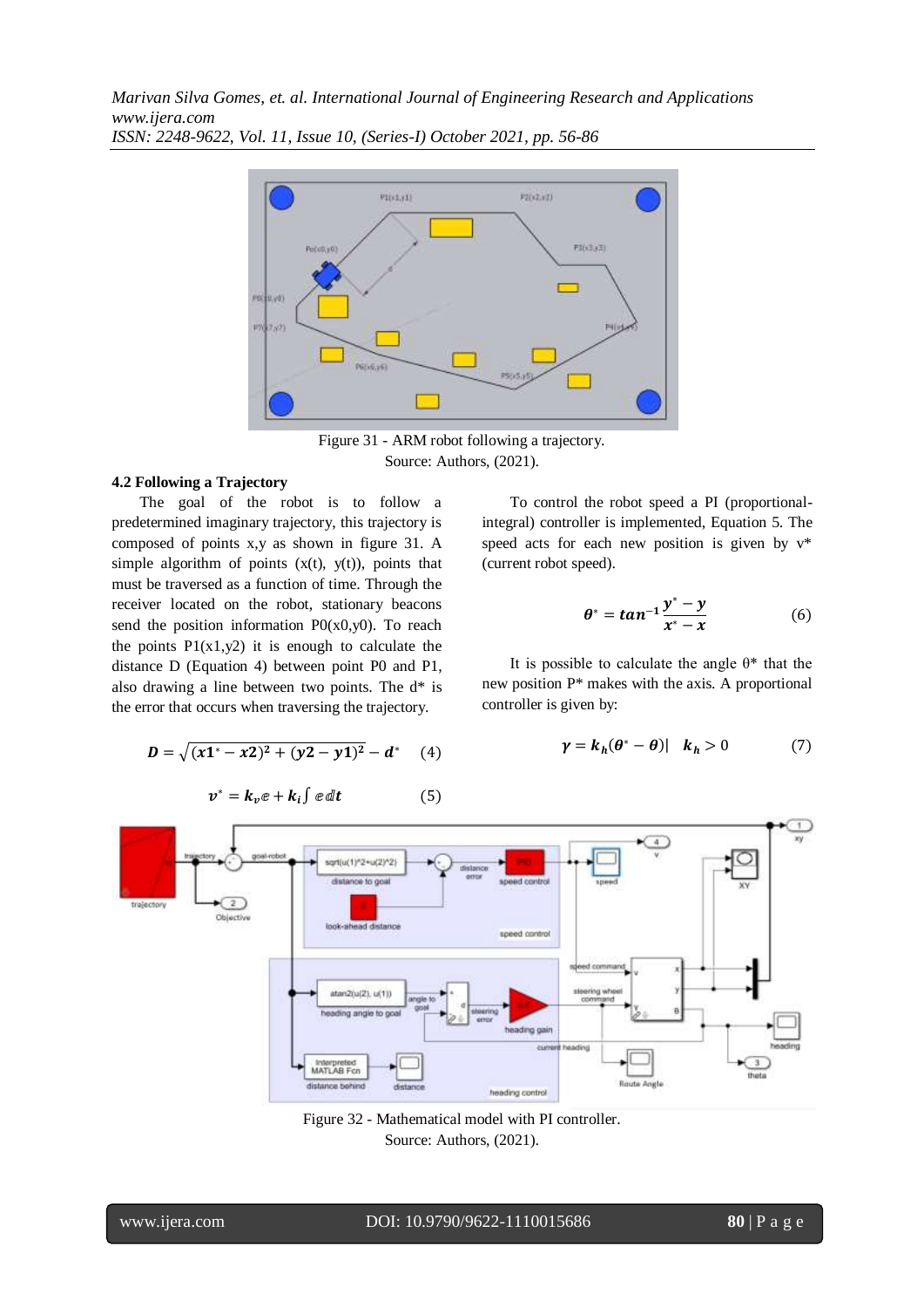Figure 31 - ARM robot following a trajectory.
Source: Authors, (2021).

### 4.2 Following a Trajectory

The goal of the robot is to follow a predetermined imaginary trajectory, this trajectory is composed of points x,y as shown in figure 31. A simple algorithm of points (x(t), y(t)), points that must be traversed as a function of time. Through the receiver located on the robot, stationary beacons send the position information P0(x0,y0). To reach the points P1(x1,y2) it is enough to calculate the distance D (Equation 4) between point P0 and P1, also drawing a line between two points. The d* is the error that occurs when traversing the trajectory.

$$D = \sqrt{(x1^* - x2)^2 + (y2 - y1)^2} - d^* \quad (4)$$

$$v^* = k_v e + k_i \int e\,dt \quad (5)$$

To control the robot speed a PI (proportional-integral) controller is implemented, Equation 5. The speed acts for each new position is given by v* (current robot speed).

$$\theta^* = tan^{-1}\frac{y^* - y}{x^* - x} \quad (6)$$

It is possible to calculate the angle θ* that the new position P* makes with the axis. A proportional controller is given by:

$$\gamma = k_h(\theta^* - \theta)| \quad k_h > 0 \quad (7)$$

Figure 32 - Mathematical model with PI controller.
Source: Authors, (2021).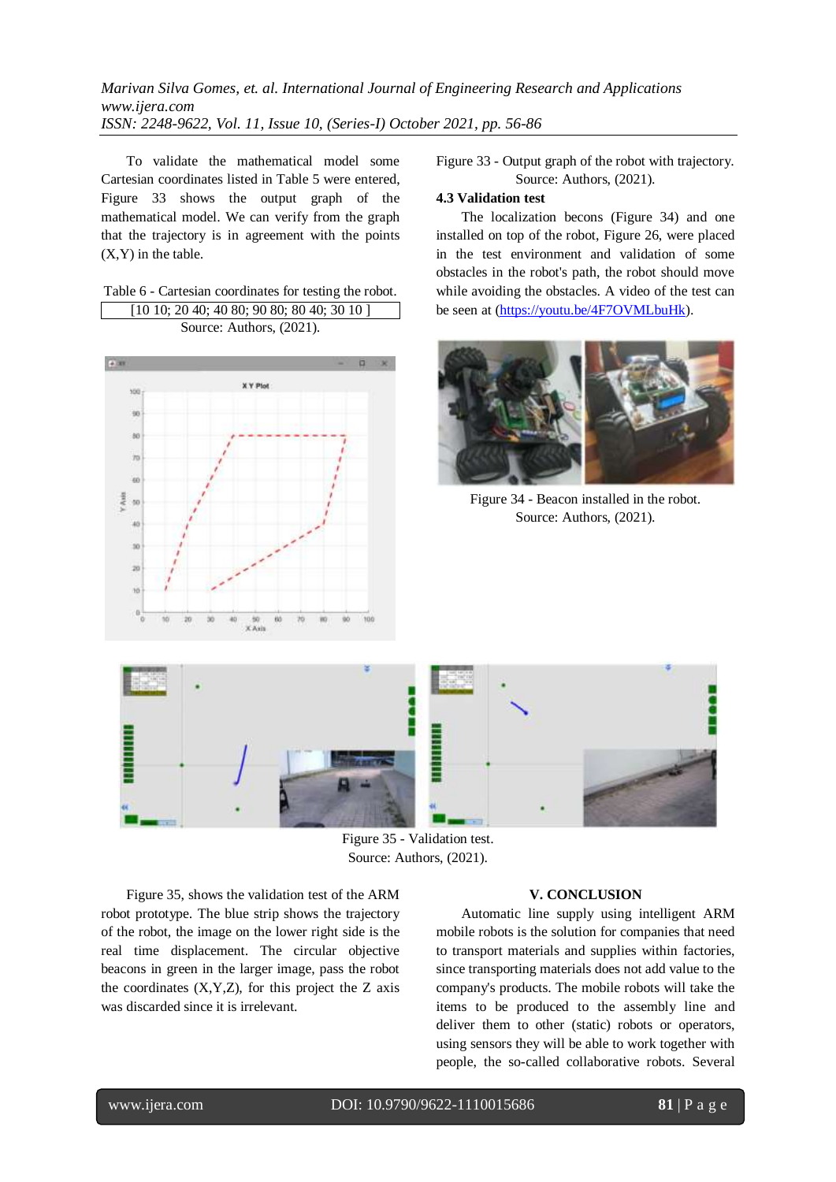To validate the mathematical model some Cartesian coordinates listed in Table 5 were entered, Figure 33 shows the output graph of the mathematical model. We can verify from the graph that the trajectory is in agreement with the points (X,Y) in the table.

Table 6 - Cartesian coordinates for testing the robot.

| [10 10; 20 40; 40 80; 90 80; 80 40; 30 10 ] |
|---|

Source: Authors, (2021).

Figure 33 - Output graph of the robot with trajectory.
Source: Authors, (2021).

### 4.3 Validation test

The localization becons (Figure 34) and one installed on top of the robot, Figure 26, were placed in the test environment and validation of some obstacles in the robot's path, the robot should move while avoiding the obstacles. A video of the test can be seen at (https://youtu.be/4F7OVMLbuHk).

Figure 34 - Beacon installed in the robot.
Source: Authors, (2021).

Figure 35 - Validation test.
Source: Authors, (2021).

Figure 35, shows the validation test of the ARM robot prototype. The blue strip shows the trajectory of the robot, the image on the lower right side is the real time displacement. The circular objective beacons in green in the larger image, pass the robot the coordinates (X,Y,Z), for this project the Z axis was discarded since it is irrelevant.

## V. CONCLUSION

Automatic line supply using intelligent ARM mobile robots is the solution for companies that need to transport materials and supplies within factories, since transporting materials does not add value to the company's products. The mobile robots will take the items to be produced to the assembly line and deliver them to other (static) robots or operators, using sensors they will be able to work together with people, the so-called collaborative robots. Several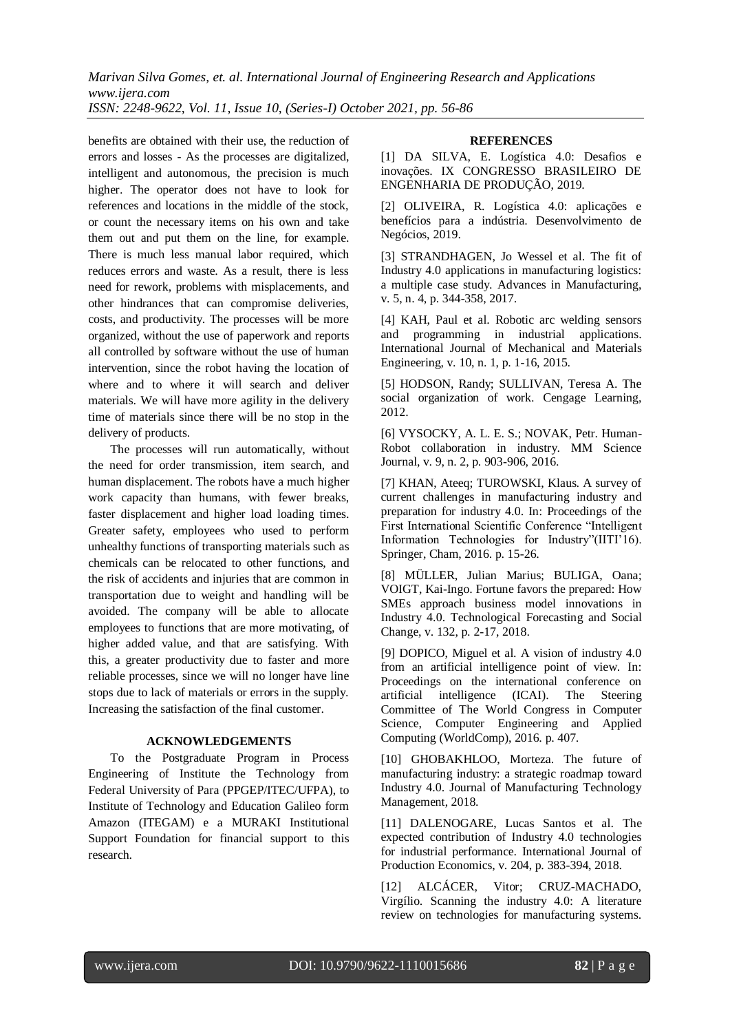benefits are obtained with their use, the reduction of errors and losses - As the processes are digitalized, intelligent and autonomous, the precision is much higher. The operator does not have to look for references and locations in the middle of the stock, or count the necessary items on his own and take them out and put them on the line, for example. There is much less manual labor required, which reduces errors and waste. As a result, there is less need for rework, problems with misplacements, and other hindrances that can compromise deliveries, costs, and productivity. The processes will be more organized, without the use of paperwork and reports all controlled by software without the use of human intervention, since the robot having the location of where and to where it will search and deliver materials. We will have more agility in the delivery time of materials since there will be no stop in the delivery of products.

The processes will run automatically, without the need for order transmission, item search, and human displacement. The robots have a much higher work capacity than humans, with fewer breaks, faster displacement and higher load loading times. Greater safety, employees who used to perform unhealthy functions of transporting materials such as chemicals can be relocated to other functions, and the risk of accidents and injuries that are common in transportation due to weight and handling will be avoided. The company will be able to allocate employees to functions that are more motivating, of higher added value, and that are satisfying. With this, a greater productivity due to faster and more reliable processes, since we will no longer have line stops due to lack of materials or errors in the supply. Increasing the satisfaction of the final customer.

## ACKNOWLEDGEMENTS

To the Postgraduate Program in Process Engineering of Institute the Technology from Federal University of Para (PPGEP/ITEC/UFPA), to Institute of Technology and Education Galileo form Amazon (ITEGAM) e a MURAKI Institutional Support Foundation for financial support to this research.

## REFERENCES

[1] DA SILVA, E. Logística 4.0: Desafios e inovações. IX CONGRESSO BRASILEIRO DE ENGENHARIA DE PRODUÇÃO, 2019.

[2] OLIVEIRA, R. Logística 4.0: aplicações e benefícios para a indústria. Desenvolvimento de Negócios, 2019.

[3] STRANDHAGEN, Jo Wessel et al. The fit of Industry 4.0 applications in manufacturing logistics: a multiple case study. Advances in Manufacturing, v. 5, n. 4, p. 344-358, 2017.

[4] KAH, Paul et al. Robotic arc welding sensors and programming in industrial applications. International Journal of Mechanical and Materials Engineering, v. 10, n. 1, p. 1-16, 2015.

[5] HODSON, Randy; SULLIVAN, Teresa A. The social organization of work. Cengage Learning, 2012.

[6] VYSOCKY, A. L. E. S.; NOVAK, Petr. Human-Robot collaboration in industry. MM Science Journal, v. 9, n. 2, p. 903-906, 2016.

[7] KHAN, Ateeq; TUROWSKI, Klaus. A survey of current challenges in manufacturing industry and preparation for industry 4.0. In: Proceedings of the First International Scientific Conference "Intelligent Information Technologies for Industry"(IITI'16). Springer, Cham, 2016. p. 15-26.

[8] MÜLLER, Julian Marius; BULIGA, Oana; VOIGT, Kai-Ingo. Fortune favors the prepared: How SMEs approach business model innovations in Industry 4.0. Technological Forecasting and Social Change, v. 132, p. 2-17, 2018.

[9] DOPICO, Miguel et al. A vision of industry 4.0 from an artificial intelligence point of view. In: Proceedings on the international conference on artificial intelligence (ICAI). The Steering Committee of The World Congress in Computer Science, Computer Engineering and Applied Computing (WorldComp), 2016. p. 407.

[10] GHOBAKHLOO, Morteza. The future of manufacturing industry: a strategic roadmap toward Industry 4.0. Journal of Manufacturing Technology Management, 2018.

[11] DALENOGARE, Lucas Santos et al. The expected contribution of Industry 4.0 technologies for industrial performance. International Journal of Production Economics, v. 204, p. 383-394, 2018.

[12] ALCÁCER, Vitor; CRUZ-MACHADO, Virgílio. Scanning the industry 4.0: A literature review on technologies for manufacturing systems.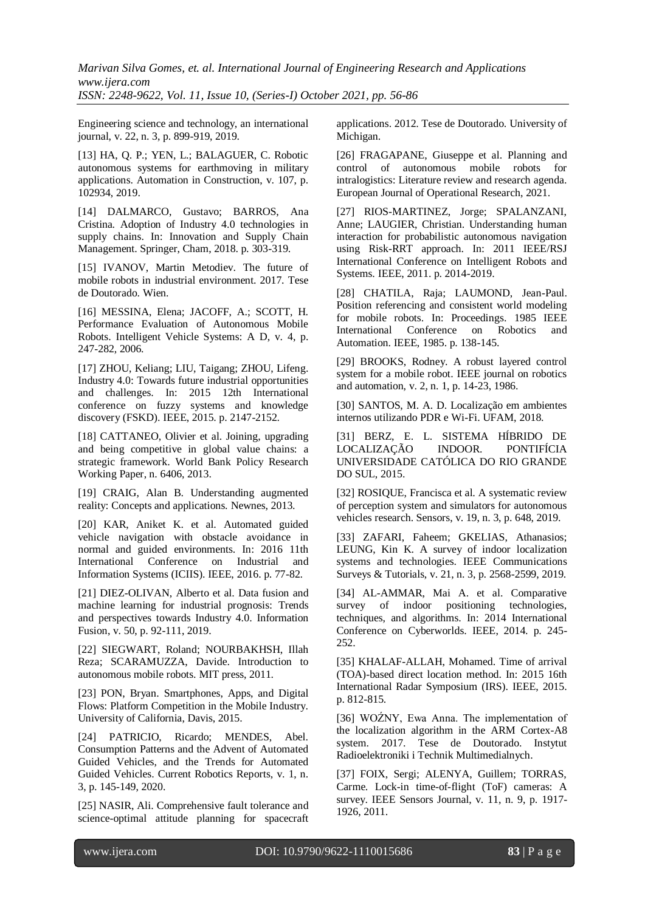Engineering science and technology, an international journal, v. 22, n. 3, p. 899-919, 2019.

[13] HA, Q. P.; YEN, L.; BALAGUER, C. Robotic autonomous systems for earthmoving in military applications. Automation in Construction, v. 107, p. 102934, 2019.

[14] DALMARCO, Gustavo; BARROS, Ana Cristina. Adoption of Industry 4.0 technologies in supply chains. In: Innovation and Supply Chain Management. Springer, Cham, 2018. p. 303-319.

[15] IVANOV, Martin Metodiev. The future of mobile robots in industrial environment. 2017. Tese de Doutorado. Wien.

[16] MESSINA, Elena; JACOFF, A.; SCOTT, H. Performance Evaluation of Autonomous Mobile Robots. Intelligent Vehicle Systems: A D, v. 4, p. 247-282, 2006.

[17] ZHOU, Keliang; LIU, Taigang; ZHOU, Lifeng. Industry 4.0: Towards future industrial opportunities and challenges. In: 2015 12th International conference on fuzzy systems and knowledge discovery (FSKD). IEEE, 2015. p. 2147-2152.

[18] CATTANEO, Olivier et al. Joining, upgrading and being competitive in global value chains: a strategic framework. World Bank Policy Research Working Paper, n. 6406, 2013.

[19] CRAIG, Alan B. Understanding augmented reality: Concepts and applications. Newnes, 2013.

[20] KAR, Aniket K. et al. Automated guided vehicle navigation with obstacle avoidance in normal and guided environments. In: 2016 11th International Conference on Industrial and Information Systems (ICIIS). IEEE, 2016. p. 77-82.

[21] DIEZ-OLIVAN, Alberto et al. Data fusion and machine learning for industrial prognosis: Trends and perspectives towards Industry 4.0. Information Fusion, v. 50, p. 92-111, 2019.

[22] SIEGWART, Roland; NOURBAKHSH, Illah Reza; SCARAMUZZA, Davide. Introduction to autonomous mobile robots. MIT press, 2011.

[23] PON, Bryan. Smartphones, Apps, and Digital Flows: Platform Competition in the Mobile Industry. University of California, Davis, 2015.

[24] PATRICIO, Ricardo; MENDES, Abel. Consumption Patterns and the Advent of Automated Guided Vehicles, and the Trends for Automated Guided Vehicles. Current Robotics Reports, v. 1, n. 3, p. 145-149, 2020.

[25] NASIR, Ali. Comprehensive fault tolerance and science-optimal attitude planning for spacecraft applications. 2012. Tese de Doutorado. University of Michigan.

[26] FRAGAPANE, Giuseppe et al. Planning and control of autonomous mobile robots for intralogistics: Literature review and research agenda. European Journal of Operational Research, 2021.

[27] RIOS-MARTINEZ, Jorge; SPALANZANI, Anne; LAUGIER, Christian. Understanding human interaction for probabilistic autonomous navigation using Risk-RRT approach. In: 2011 IEEE/RSJ International Conference on Intelligent Robots and Systems. IEEE, 2011. p. 2014-2019.

[28] CHATILA, Raja; LAUMOND, Jean-Paul. Position referencing and consistent world modeling for mobile robots. In: Proceedings. 1985 IEEE International Conference on Robotics and Automation. IEEE, 1985. p. 138-145.

[29] BROOKS, Rodney. A robust layered control system for a mobile robot. IEEE journal on robotics and automation, v. 2, n. 1, p. 14-23, 1986.

[30] SANTOS, M. A. D. Localização em ambientes internos utilizando PDR e Wi-Fi. UFAM, 2018.

[31] BERZ, E. L. SISTEMA HÍBRIDO DE LOCALIZAÇÃO INDOOR. PONTIFÍCIA UNIVERSIDADE CATÓLICA DO RIO GRANDE DO SUL, 2015.

[32] ROSIQUE, Francisca et al. A systematic review of perception system and simulators for autonomous vehicles research. Sensors, v. 19, n. 3, p. 648, 2019.

[33] ZAFARI, Faheem; GKELIAS, Athanasios; LEUNG, Kin K. A survey of indoor localization systems and technologies. IEEE Communications Surveys & Tutorials, v. 21, n. 3, p. 2568-2599, 2019.

[34] AL-AMMAR, Mai A. et al. Comparative survey of indoor positioning technologies, techniques, and algorithms. In: 2014 International Conference on Cyberworlds. IEEE, 2014. p. 245-252.

[35] KHALAF-ALLAH, Mohamed. Time of arrival (TOA)-based direct location method. In: 2015 16th International Radar Symposium (IRS). IEEE, 2015. p. 812-815.

[36] WOŹNY, Ewa Anna. The implementation of the localization algorithm in the ARM Cortex-A8 system. 2017. Tese de Doutorado. Instytut Radioelektroniki i Technik Multimedialnych.

[37] FOIX, Sergi; ALENYA, Guillem; TORRAS, Carme. Lock-in time-of-flight (ToF) cameras: A survey. IEEE Sensors Journal, v. 11, n. 9, p. 1917-1926, 2011.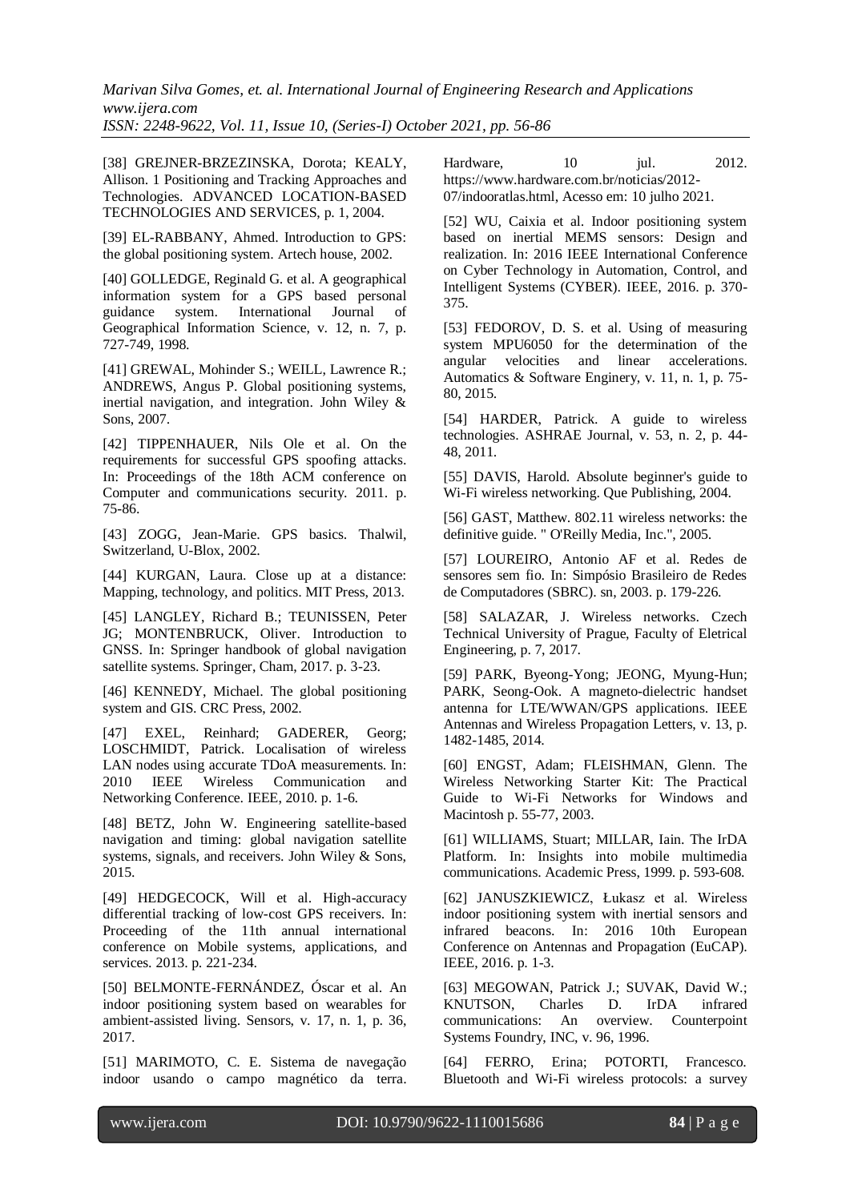[38] GREJNER-BRZEZINSKA, Dorota; KEALY, Allison. 1 Positioning and Tracking Approaches and Technologies. ADVANCED LOCATION-BASED TECHNOLOGIES AND SERVICES, p. 1, 2004.

[39] EL-RABBANY, Ahmed. Introduction to GPS: the global positioning system. Artech house, 2002.

[40] GOLLEDGE, Reginald G. et al. A geographical information system for a GPS based personal guidance system. International Journal of Geographical Information Science, v. 12, n. 7, p. 727-749, 1998.

[41] GREWAL, Mohinder S.; WEILL, Lawrence R.; ANDREWS, Angus P. Global positioning systems, inertial navigation, and integration. John Wiley & Sons, 2007.

[42] TIPPENHAUER, Nils Ole et al. On the requirements for successful GPS spoofing attacks. In: Proceedings of the 18th ACM conference on Computer and communications security. 2011. p. 75-86.

[43] ZOGG, Jean-Marie. GPS basics. Thalwil, Switzerland, U-Blox, 2002.

[44] KURGAN, Laura. Close up at a distance: Mapping, technology, and politics. MIT Press, 2013.

[45] LANGLEY, Richard B.; TEUNISSEN, Peter JG; MONTENBRUCK, Oliver. Introduction to GNSS. In: Springer handbook of global navigation satellite systems. Springer, Cham, 2017. p. 3-23.

[46] KENNEDY, Michael. The global positioning system and GIS. CRC Press, 2002.

[47] EXEL, Reinhard; GADERER, Georg; LOSCHMIDT, Patrick. Localisation of wireless LAN nodes using accurate TDoA measurements. In: 2010 IEEE Wireless Communication and Networking Conference. IEEE, 2010. p. 1-6.

[48] BETZ, John W. Engineering satellite-based navigation and timing: global navigation satellite systems, signals, and receivers. John Wiley & Sons, 2015.

[49] HEDGECOCK, Will et al. High-accuracy differential tracking of low-cost GPS receivers. In: Proceeding of the 11th annual international conference on Mobile systems, applications, and services. 2013. p. 221-234.

[50] BELMONTE-FERNÁNDEZ, Óscar et al. An indoor positioning system based on wearables for ambient-assisted living. Sensors, v. 17, n. 1, p. 36, 2017.

[51] MARIMOTO, C. E. Sistema de navegação indoor usando o campo magnético da terra. Hardware, 10 jul. 2012. https://www.hardware.com.br/noticias/2012-07/indooratlas.html, Acesso em: 10 julho 2021.

[52] WU, Caixia et al. Indoor positioning system based on inertial MEMS sensors: Design and realization. In: 2016 IEEE International Conference on Cyber Technology in Automation, Control, and Intelligent Systems (CYBER). IEEE, 2016. p. 370-375.

[53] FEDOROV, D. S. et al. Using of measuring system MPU6050 for the determination of the angular velocities and linear accelerations. Automatics & Software Enginery, v. 11, n. 1, p. 75-80, 2015.

[54] HARDER, Patrick. A guide to wireless technologies. ASHRAE Journal, v. 53, n. 2, p. 44-48, 2011.

[55] DAVIS, Harold. Absolute beginner's guide to Wi-Fi wireless networking. Que Publishing, 2004.

[56] GAST, Matthew. 802.11 wireless networks: the definitive guide. " O'Reilly Media, Inc.", 2005.

[57] LOUREIRO, Antonio AF et al. Redes de sensores sem fio. In: Simpósio Brasileiro de Redes de Computadores (SBRC). sn, 2003. p. 179-226.

[58] SALAZAR, J. Wireless networks. Czech Technical University of Prague, Faculty of Eletrical Engineering, p. 7, 2017.

[59] PARK, Byeong-Yong; JEONG, Myung-Hun; PARK, Seong-Ook. A magneto-dielectric handset antenna for LTE/WWAN/GPS applications. IEEE Antennas and Wireless Propagation Letters, v. 13, p. 1482-1485, 2014.

[60] ENGST, Adam; FLEISHMAN, Glenn. The Wireless Networking Starter Kit: The Practical Guide to Wi-Fi Networks for Windows and Macintosh p. 55-77, 2003.

[61] WILLIAMS, Stuart; MILLAR, Iain. The IrDA Platform. In: Insights into mobile multimedia communications. Academic Press, 1999. p. 593-608.

[62] JANUSZKIEWICZ, Łukasz et al. Wireless indoor positioning system with inertial sensors and infrared beacons. In: 2016 10th European Conference on Antennas and Propagation (EuCAP). IEEE, 2016. p. 1-3.

[63] MEGOWAN, Patrick J.; SUVAK, David W.; KNUTSON, Charles D. IrDA infrared communications: An overview. Counterpoint Systems Foundry, INC, v. 96, 1996.

[64] FERRO, Erina; POTORTI, Francesco. Bluetooth and Wi-Fi wireless protocols: a survey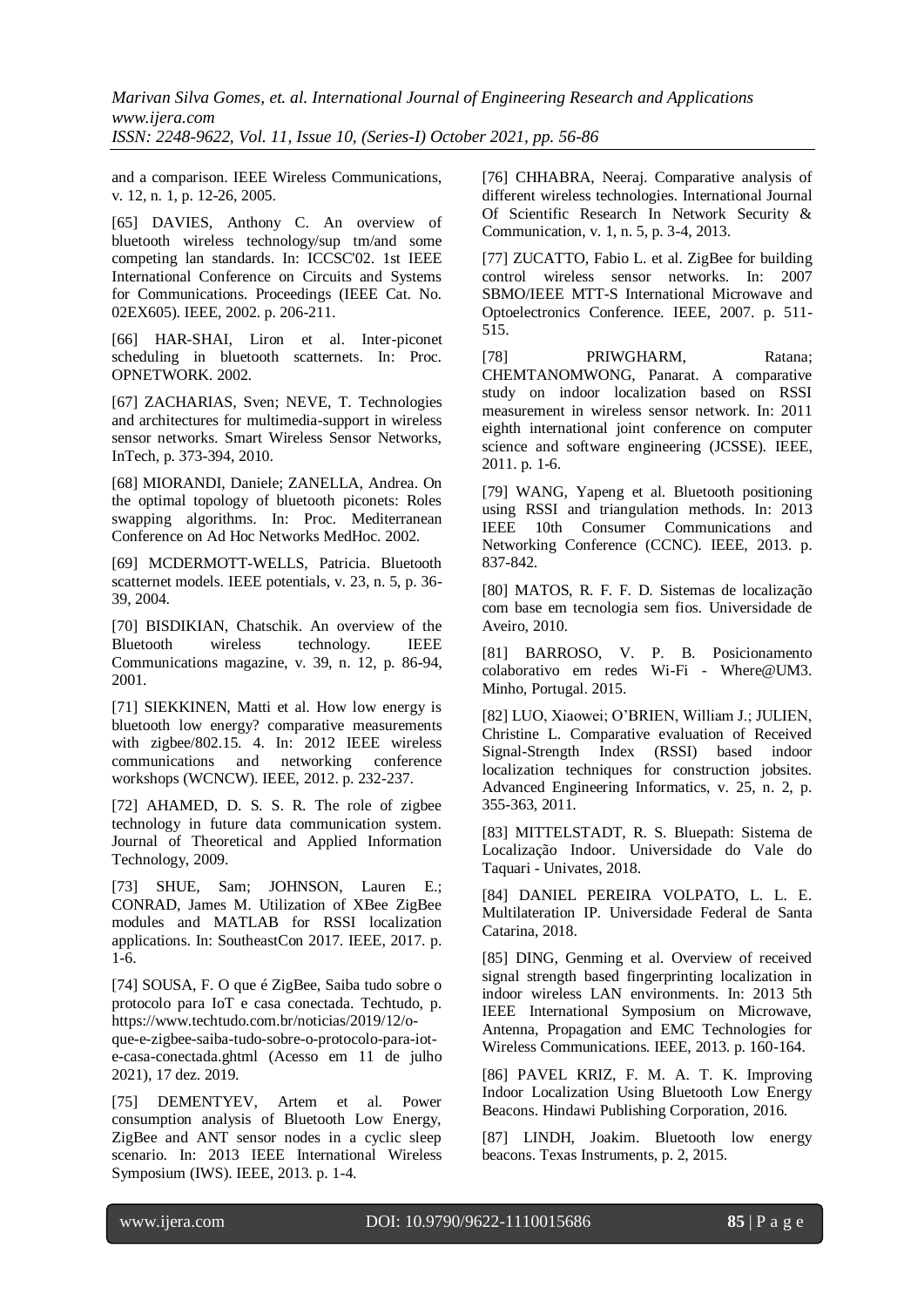and a comparison. IEEE Wireless Communications, v. 12, n. 1, p. 12-26, 2005.

[65] DAVIES, Anthony C. An overview of bluetooth wireless technology/sup tm/and some competing lan standards. In: ICCSC'02. 1st IEEE International Conference on Circuits and Systems for Communications. Proceedings (IEEE Cat. No. 02EX605). IEEE, 2002. p. 206-211.

[66] HAR-SHAI, Liron et al. Inter-piconet scheduling in bluetooth scatternets. In: Proc. OPNETWORK. 2002.

[67] ZACHARIAS, Sven; NEVE, T. Technologies and architectures for multimedia-support in wireless sensor networks. Smart Wireless Sensor Networks, InTech, p. 373-394, 2010.

[68] MIORANDI, Daniele; ZANELLA, Andrea. On the optimal topology of bluetooth piconets: Roles swapping algorithms. In: Proc. Mediterranean Conference on Ad Hoc Networks MedHoc. 2002.

[69] MCDERMOTT-WELLS, Patricia. Bluetooth scatternet models. IEEE potentials, v. 23, n. 5, p. 36-39, 2004.

[70] BISDIKIAN, Chatschik. An overview of the Bluetooth wireless technology. IEEE Communications magazine, v. 39, n. 12, p. 86-94, 2001.

[71] SIEKKINEN, Matti et al. How low energy is bluetooth low energy? comparative measurements with zigbee/802.15. 4. In: 2012 IEEE wireless communications and networking conference workshops (WCNCW). IEEE, 2012. p. 232-237.

[72] AHAMED, D. S. S. R. The role of zigbee technology in future data communication system. Journal of Theoretical and Applied Information Technology, 2009.

[73] SHUE, Sam; JOHNSON, Lauren E.; CONRAD, James M. Utilization of XBee ZigBee modules and MATLAB for RSSI localization applications. In: SoutheastCon 2017. IEEE, 2017. p. 1-6.

[74] SOUSA, F. O que é ZigBee, Saiba tudo sobre o protocolo para IoT e casa conectada. Techtudo, p. https://www.techtudo.com.br/noticias/2019/12/o-que-e-zigbee-saiba-tudo-sobre-o-protocolo-para-iot-e-casa-conectada.ghtml (Acesso em 11 de julho 2021), 17 dez. 2019.

[75] DEMENTYEV, Artem et al. Power consumption analysis of Bluetooth Low Energy, ZigBee and ANT sensor nodes in a cyclic sleep scenario. In: 2013 IEEE International Wireless Symposium (IWS). IEEE, 2013. p. 1-4.

[76] CHHABRA, Neeraj. Comparative analysis of different wireless technologies. International Journal Of Scientific Research In Network Security & Communication, v. 1, n. 5, p. 3-4, 2013.

[77] ZUCATTO, Fabio L. et al. ZigBee for building control wireless sensor networks. In: 2007 SBMO/IEEE MTT-S International Microwave and Optoelectronics Conference. IEEE, 2007. p. 511-515.

[78] PRIWGHARM, Ratana; CHEMTANOMWONG, Panarat. A comparative study on indoor localization based on RSSI measurement in wireless sensor network. In: 2011 eighth international joint conference on computer science and software engineering (JCSSE). IEEE, 2011. p. 1-6.

[79] WANG, Yapeng et al. Bluetooth positioning using RSSI and triangulation methods. In: 2013 IEEE 10th Consumer Communications and Networking Conference (CCNC). IEEE, 2013. p. 837-842.

[80] MATOS, R. F. F. D. Sistemas de localização com base em tecnologia sem fios. Universidade de Aveiro, 2010.

[81] BARROSO, V. P. B. Posicionamento colaborativo em redes Wi-Fi - Where@UM3. Minho, Portugal. 2015.

[82] LUO, Xiaowei; O'BRIEN, William J.; JULIEN, Christine L. Comparative evaluation of Received Signal-Strength Index (RSSI) based indoor localization techniques for construction jobsites. Advanced Engineering Informatics, v. 25, n. 2, p. 355-363, 2011.

[83] MITTELSTADT, R. S. Bluepath: Sistema de Localização Indoor. Universidade do Vale do Taquari - Univates, 2018.

[84] DANIEL PEREIRA VOLPATO, L. L. E. Multilateration IP. Universidade Federal de Santa Catarina, 2018.

[85] DING, Genming et al. Overview of received signal strength based fingerprinting localization in indoor wireless LAN environments. In: 2013 5th IEEE International Symposium on Microwave, Antenna, Propagation and EMC Technologies for Wireless Communications. IEEE, 2013. p. 160-164.

[86] PAVEL KRIZ, F. M. A. T. K. Improving Indoor Localization Using Bluetooth Low Energy Beacons. Hindawi Publishing Corporation, 2016.

[87] LINDH, Joakim. Bluetooth low energy beacons. Texas Instruments, p. 2, 2015.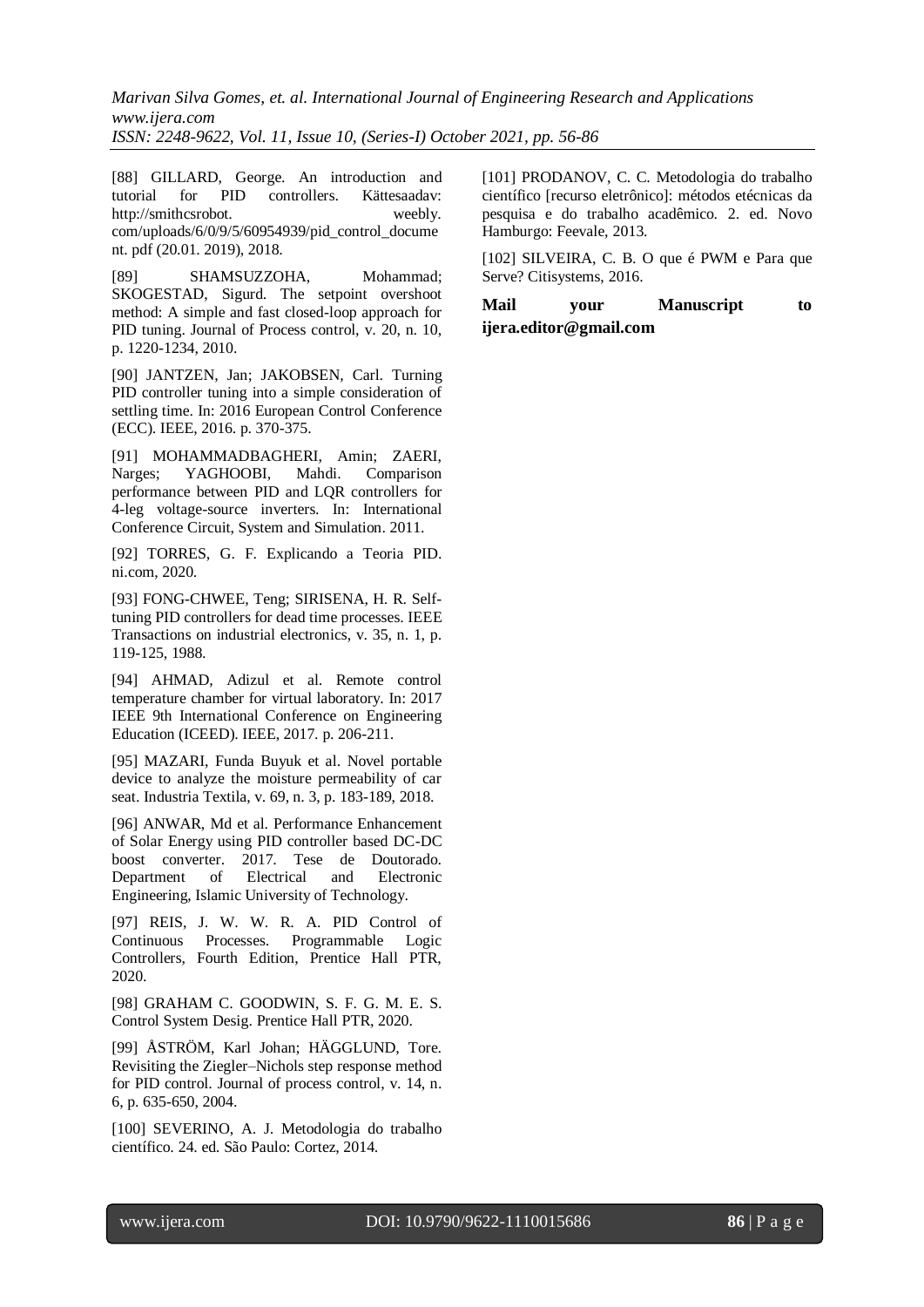[88] GILLARD, George. An introduction and tutorial for PID controllers. Kättesaadav: http://smithcsrobot. weebly. com/uploads/6/0/9/5/60954939/pid_control_document. pdf (20.01. 2019), 2018.

[89] SHAMSUZZOHA, Mohammad; SKOGESTAD, Sigurd. The setpoint overshoot method: A simple and fast closed-loop approach for PID tuning. Journal of Process control, v. 20, n. 10, p. 1220-1234, 2010.

[90] JANTZEN, Jan; JAKOBSEN, Carl. Turning PID controller tuning into a simple consideration of settling time. In: 2016 European Control Conference (ECC). IEEE, 2016. p. 370-375.

[91] MOHAMMADBAGHERI, Amin; ZAERI, Narges; YAGHOOBI, Mahdi. Comparison performance between PID and LQR controllers for 4-leg voltage-source inverters. In: International Conference Circuit, System and Simulation. 2011.

[92] TORRES, G. F. Explicando a Teoria PID. ni.com, 2020.

[93] FONG-CHWEE, Teng; SIRISENA, H. R. Self-tuning PID controllers for dead time processes. IEEE Transactions on industrial electronics, v. 35, n. 1, p. 119-125, 1988.

[94] AHMAD, Adizul et al. Remote control temperature chamber for virtual laboratory. In: 2017 IEEE 9th International Conference on Engineering Education (ICEED). IEEE, 2017. p. 206-211.

[95] MAZARI, Funda Buyuk et al. Novel portable device to analyze the moisture permeability of car seat. Industria Textila, v. 69, n. 3, p. 183-189, 2018.

[96] ANWAR, Md et al. Performance Enhancement of Solar Energy using PID controller based DC-DC boost converter. 2017. Tese de Doutorado. Department of Electrical and Electronic Engineering, Islamic University of Technology.

[97] REIS, J. W. W. R. A. PID Control of Continuous Processes. Programmable Logic Controllers, Fourth Edition, Prentice Hall PTR, 2020.

[98] GRAHAM C. GOODWIN, S. F. G. M. E. S. Control System Desig. Prentice Hall PTR, 2020.

[99] ÅSTRÖM, Karl Johan; HÄGGLUND, Tore. Revisiting the Ziegler–Nichols step response method for PID control. Journal of process control, v. 14, n. 6, p. 635-650, 2004.

[100] SEVERINO, A. J. Metodologia do trabalho científico. 24. ed. São Paulo: Cortez, 2014.

[101] PRODANOV, C. C. Metodologia do trabalho científico [recurso eletrônico]: métodos etécnicas da pesquisa e do trabalho acadêmico. 2. ed. Novo Hamburgo: Feevale, 2013.

[102] SILVEIRA, C. B. O que é PWM e Para que Serve? Citisystems, 2016.

**Mail your Manuscript to ijera.editor@gmail.com**